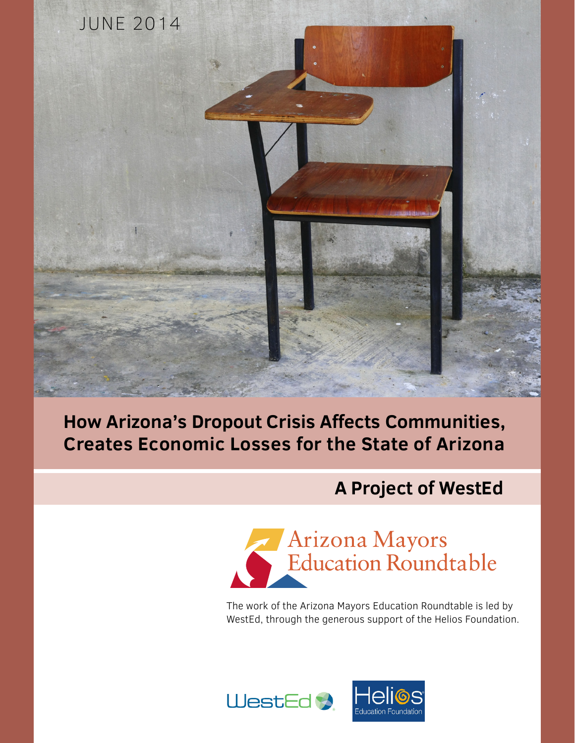JUNE 2014

# How Arizona's Dropout Crisis Affects Communities, Creates Economic Losses for the State of Arizona

## A Project of WestEd

Arizona Mayors Education Roundtable

The work of the Arizona Mayors Education Roundtable is led by WestEd, through the generous support of the Helios Foundation.

WestEd

Helios Education Foundation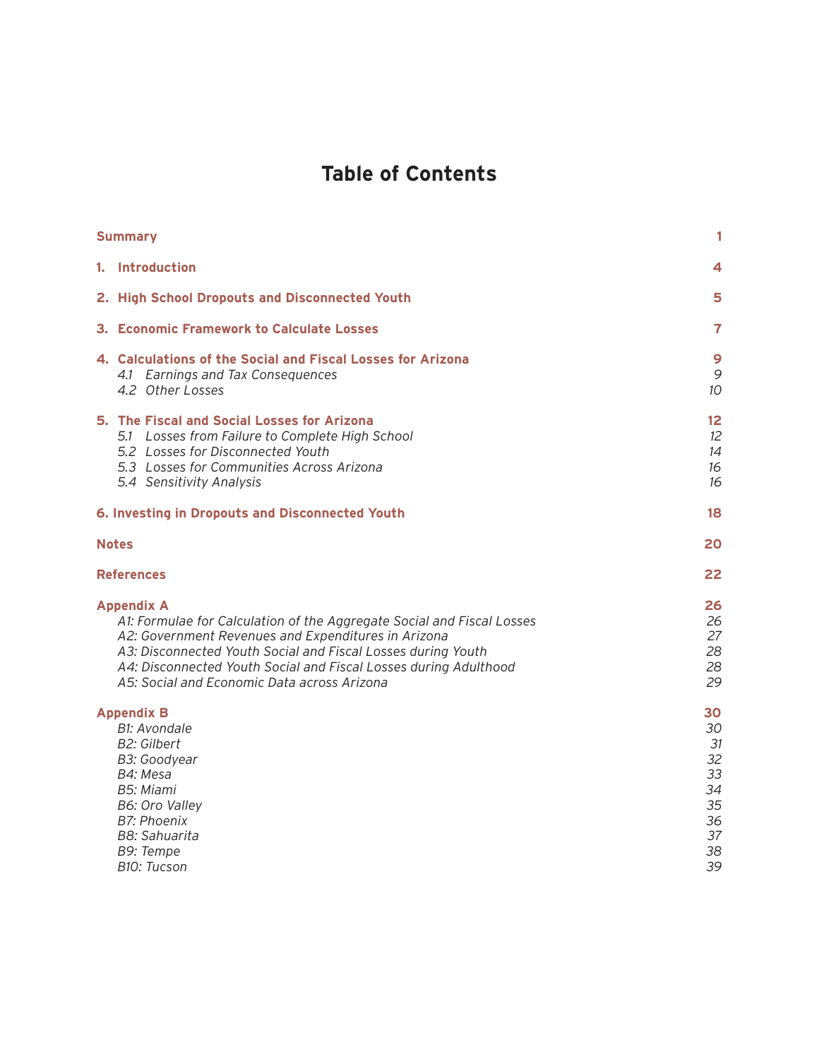# Table of Contents

| | |
|---|---|
| **Summary** | **1** |
| **1. Introduction** | **4** |
| **2. High School Dropouts and Disconnected Youth** | **5** |
| **3. Economic Framework to Calculate Losses** | **7** |
| **4. Calculations of the Social and Fiscal Losses for Arizona** | **9** |
| *4.1 Earnings and Tax Consequences* | *9* |
| *4.2 Other Losses* | *10* |
| **5. The Fiscal and Social Losses for Arizona** | **12** |
| *5.1 Losses from Failure to Complete High School* | *12* |
| *5.2 Losses for Disconnected Youth* | *14* |
| *5.3 Losses for Communities Across Arizona* | *16* |
| *5.4 Sensitivity Analysis* | *16* |
| **6. Investing in Dropouts and Disconnected Youth** | **18** |
| **Notes** | **20** |
| **References** | **22** |
| **Appendix A** | **26** |
| *A1: Formulae for Calculation of the Aggregate Social and Fiscal Losses* | *26* |
| *A2: Government Revenues and Expenditures in Arizona* | *27* |
| *A3: Disconnected Youth Social and Fiscal Losses during Youth* | *28* |
| *A4: Disconnected Youth Social and Fiscal Losses during Adulthood* | *28* |
| *A5: Social and Economic Data across Arizona* | *29* |
| **Appendix B** | **30** |
| *B1: Avondale* | *30* |
| *B2: Gilbert* | *31* |
| *B3: Goodyear* | *32* |
| *B4: Mesa* | *33* |
| *B5: Miami* | *34* |
| *B6: Oro Valley* | *35* |
| *B7: Phoenix* | *36* |
| *B8: Sahuarita* | *37* |
| *B9: Tempe* | *38* |
| *B10: Tucson* | *39* |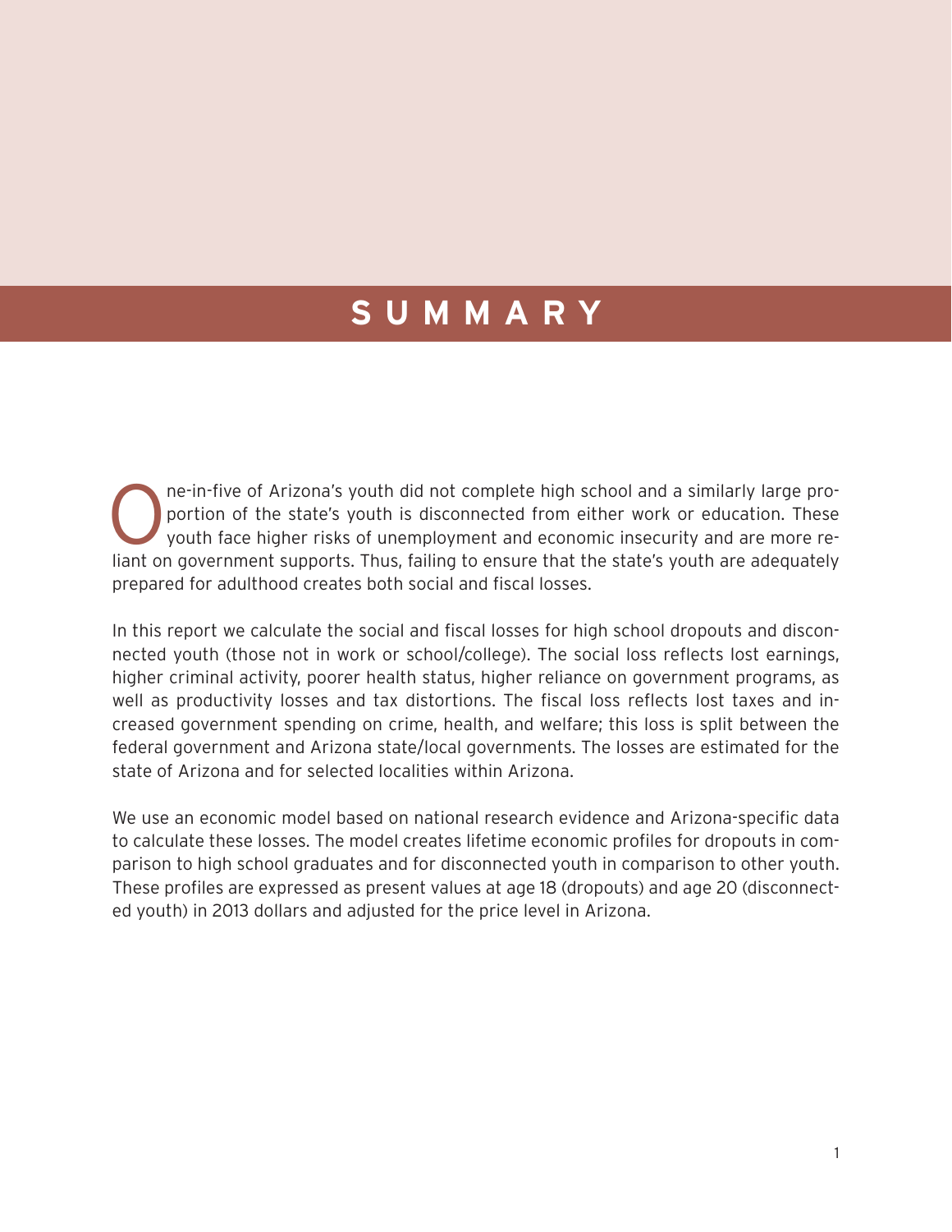# SUMMARY

One-in-five of Arizona's youth did not complete high school and a similarly large proportion of the state's youth is disconnected from either work or education. These youth face higher risks of unemployment and economic insecurity and are more reliant on government supports. Thus, failing to ensure that the state's youth are adequately prepared for adulthood creates both social and fiscal losses.

In this report we calculate the social and fiscal losses for high school dropouts and disconnected youth (those not in work or school/college). The social loss reflects lost earnings, higher criminal activity, poorer health status, higher reliance on government programs, as well as productivity losses and tax distortions. The fiscal loss reflects lost taxes and increased government spending on crime, health, and welfare; this loss is split between the federal government and Arizona state/local governments. The losses are estimated for the state of Arizona and for selected localities within Arizona.

We use an economic model based on national research evidence and Arizona-specific data to calculate these losses. The model creates lifetime economic profiles for dropouts in comparison to high school graduates and for disconnected youth in comparison to other youth. These profiles are expressed as present values at age 18 (dropouts) and age 20 (disconnected youth) in 2013 dollars and adjusted for the price level in Arizona.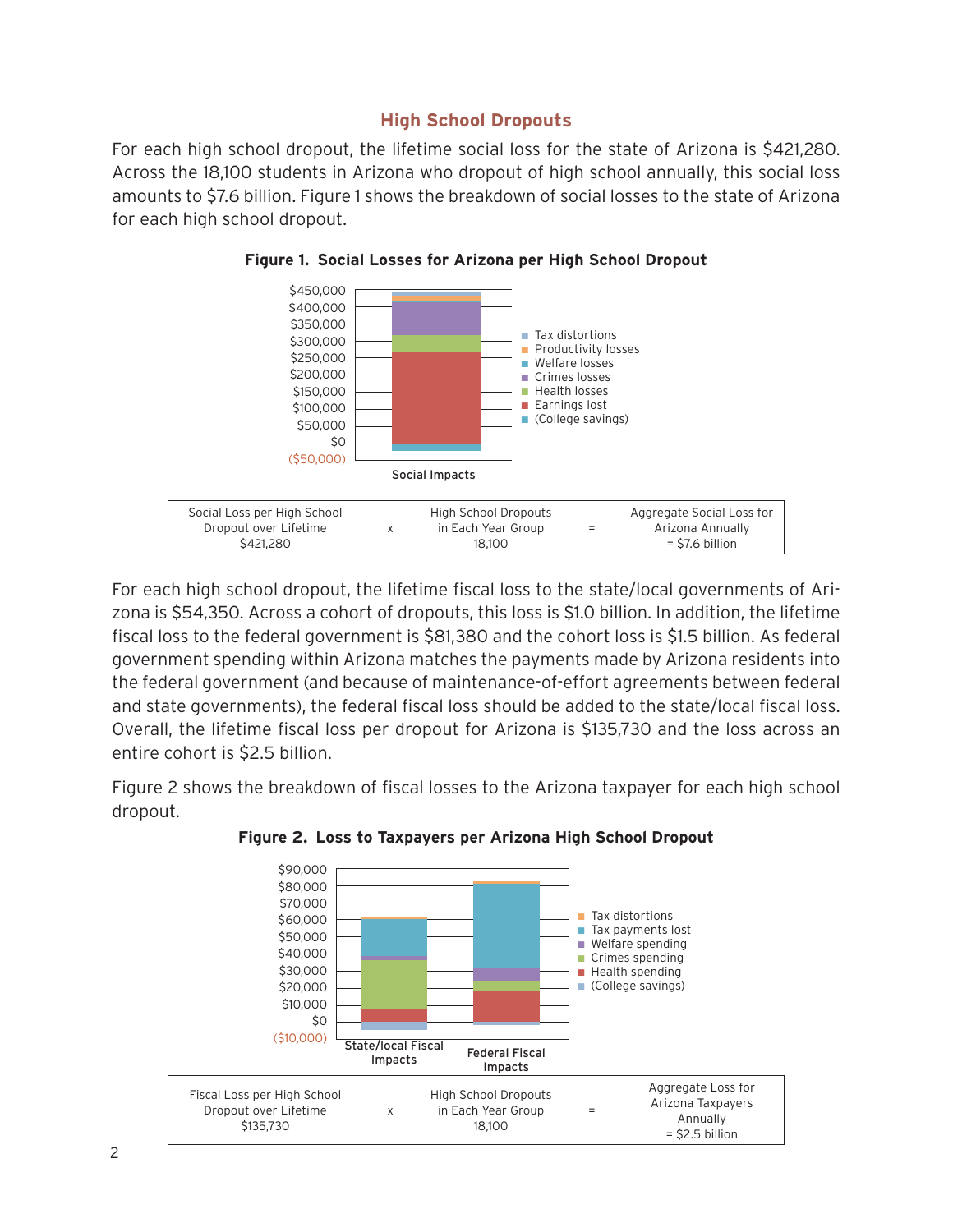## High School Dropouts

For each high school dropout, the lifetime social loss for the state of Arizona is $421,280. Across the 18,100 students in Arizona who dropout of high school annually, this social loss amounts to $7.6 billion. Figure 1 shows the breakdown of social losses to the state of Arizona for each high school dropout.

**Figure 1. Social Losses for Arizona per High School Dropout**

$450,000
$400,000
$350,000
$300,000
$250,000
$200,000
$150,000
$100,000
$50,000
$0
($50,000)

Social Impacts

Tax distortions
Productivity losses
Welfare losses
Crimes losses
Health losses
Earnings lost
(College savings)

| | | | | |
|---|---|---|---|---|
| Social Loss per High School Dropout over Lifetime $421,280 | x | High School Dropouts in Each Year Group 18,100 | = | Aggregate Social Loss for Arizona Annually = $7.6 billion |

For each high school dropout, the lifetime fiscal loss to the state/local governments of Arizona is $54,350. Across a cohort of dropouts, this loss is $1.0 billion. In addition, the lifetime fiscal loss to the federal government is $81,380 and the cohort loss is $1.5 billion. As federal government spending within Arizona matches the payments made by Arizona residents into the federal government (and because of maintenance-of-effort agreements between federal and state governments), the federal fiscal loss should be added to the state/local fiscal loss. Overall, the lifetime fiscal loss per dropout for Arizona is $135,730 and the loss across an entire cohort is $2.5 billion.

Figure 2 shows the breakdown of fiscal losses to the Arizona taxpayer for each high school dropout.

**Figure 2. Loss to Taxpayers per Arizona High School Dropout**

$90,000
$80,000
$70,000
$60,000
$50,000
$40,000
$30,000
$20,000
$10,000
$0
($10,000)

State/local Fiscal Impacts
Federal Fiscal Impacts

Tax distortions
Tax payments lost
Welfare spending
Crimes spending
Health spending
(College savings)

| | | | | |
|---|---|---|---|---|
| Fiscal Loss per High School Dropout over Lifetime $135,730 | x | High School Dropouts in Each Year Group 18,100 | = | Aggregate Loss for Arizona Taxpayers Annually = $2.5 billion |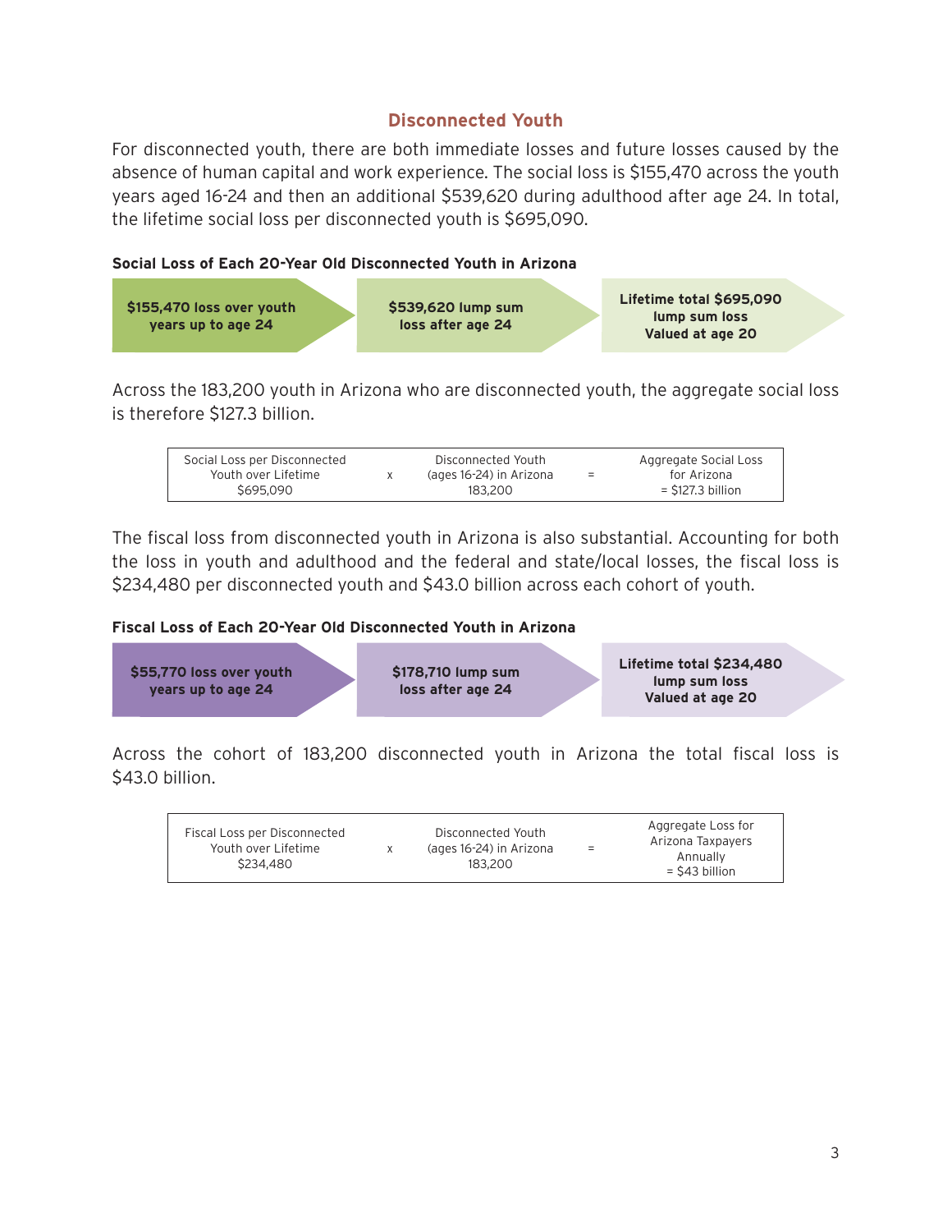## Disconnected Youth

For disconnected youth, there are both immediate losses and future losses caused by the absence of human capital and work experience. The social loss is $155,470 across the youth years aged 16-24 and then an additional $539,620 during adulthood after age 24. In total, the lifetime social loss per disconnected youth is $695,090.

**Social Loss of Each 20-Year Old Disconnected Youth in Arizona**

**$155,470 loss over youth years up to age 24** → **$539,620 lump sum loss after age 24** → **Lifetime total $695,090 lump sum loss Valued at age 20**

Across the 183,200 youth in Arizona who are disconnected youth, the aggregate social loss is therefore $127.3 billion.

| | | | | |
|---|---|---|---|---|
| Social Loss per Disconnected Youth over Lifetime $695,090 | x | Disconnected Youth (ages 16-24) in Arizona 183,200 | = | Aggregate Social Loss for Arizona = $127.3 billion |

The fiscal loss from disconnected youth in Arizona is also substantial. Accounting for both the loss in youth and adulthood and the federal and state/local losses, the fiscal loss is $234,480 per disconnected youth and $43.0 billion across each cohort of youth.

**Fiscal Loss of Each 20-Year Old Disconnected Youth in Arizona**

**$55,770 loss over youth years up to age 24** → **$178,710 lump sum loss after age 24** → **Lifetime total $234,480 lump sum loss Valued at age 20**

Across the cohort of 183,200 disconnected youth in Arizona the total fiscal loss is $43.0 billion.

| | | | | |
|---|---|---|---|---|
| Fiscal Loss per Disconnected Youth over Lifetime $234,480 | x | Disconnected Youth (ages 16-24) in Arizona 183,200 | = | Aggregate Loss for Arizona Taxpayers Annually = $43 billion |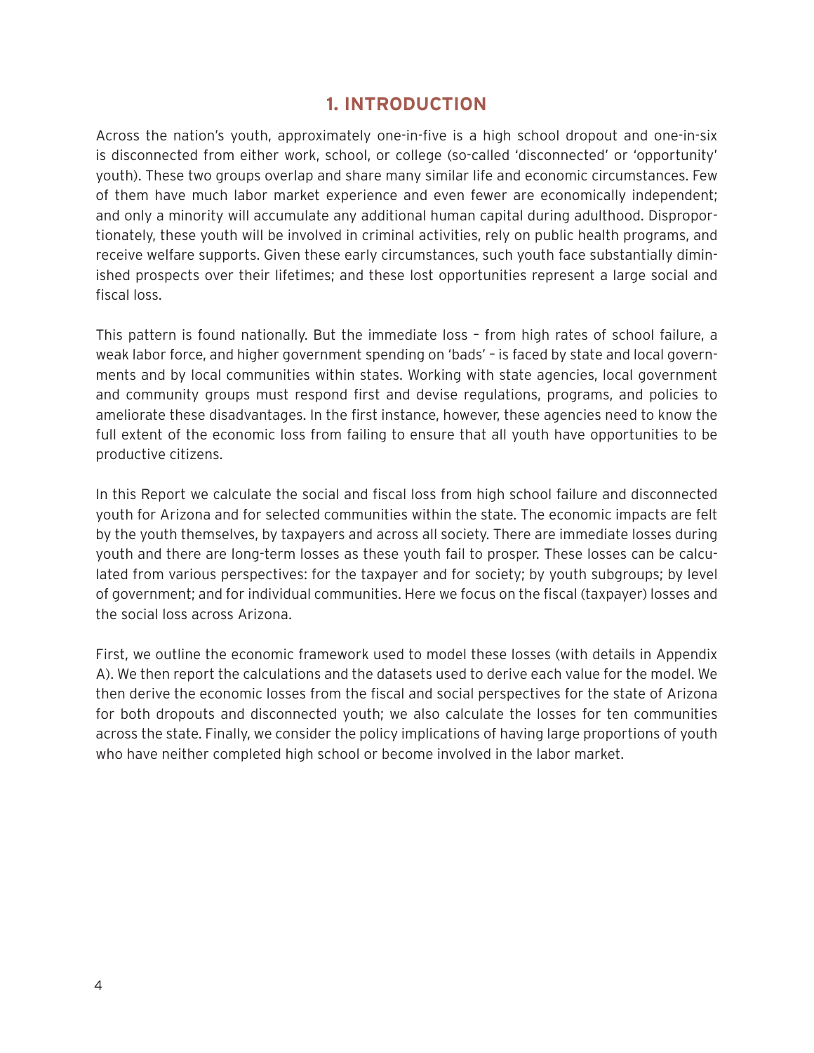# 1. INTRODUCTION

Across the nation's youth, approximately one-in-five is a high school dropout and one-in-six is disconnected from either work, school, or college (so-called 'disconnected' or 'opportunity' youth). These two groups overlap and share many similar life and economic circumstances. Few of them have much labor market experience and even fewer are economically independent; and only a minority will accumulate any additional human capital during adulthood. Disproportionately, these youth will be involved in criminal activities, rely on public health programs, and receive welfare supports. Given these early circumstances, such youth face substantially diminished prospects over their lifetimes; and these lost opportunities represent a large social and fiscal loss.

This pattern is found nationally. But the immediate loss – from high rates of school failure, a weak labor force, and higher government spending on 'bads' – is faced by state and local governments and by local communities within states. Working with state agencies, local government and community groups must respond first and devise regulations, programs, and policies to ameliorate these disadvantages. In the first instance, however, these agencies need to know the full extent of the economic loss from failing to ensure that all youth have opportunities to be productive citizens.

In this Report we calculate the social and fiscal loss from high school failure and disconnected youth for Arizona and for selected communities within the state. The economic impacts are felt by the youth themselves, by taxpayers and across all society. There are immediate losses during youth and there are long-term losses as these youth fail to prosper. These losses can be calculated from various perspectives: for the taxpayer and for society; by youth subgroups; by level of government; and for individual communities. Here we focus on the fiscal (taxpayer) losses and the social loss across Arizona.

First, we outline the economic framework used to model these losses (with details in Appendix A). We then report the calculations and the datasets used to derive each value for the model. We then derive the economic losses from the fiscal and social perspectives for the state of Arizona for both dropouts and disconnected youth; we also calculate the losses for ten communities across the state. Finally, we consider the policy implications of having large proportions of youth who have neither completed high school or become involved in the labor market.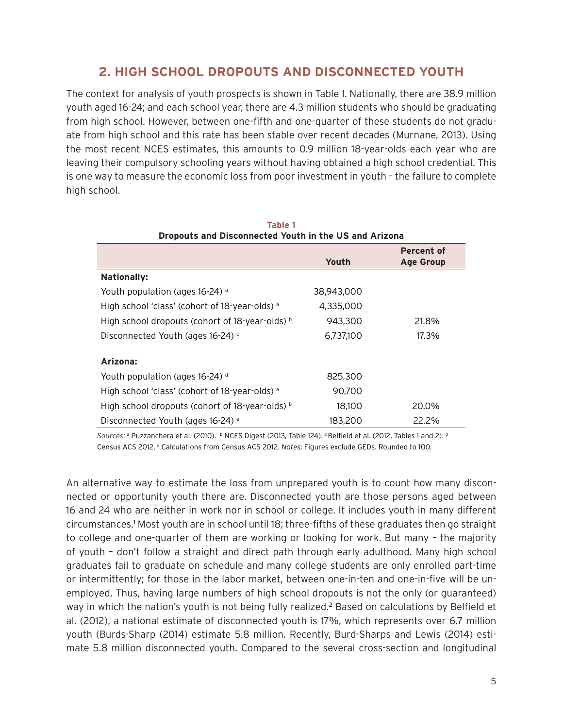## 2. HIGH SCHOOL DROPOUTS AND DISCONNECTED YOUTH

The context for analysis of youth prospects is shown in Table 1. Nationally, there are 38.9 million youth aged 16-24; and each school year, there are 4.3 million students who should be graduating from high school. However, between one-fifth and one-quarter of these students do not graduate from high school and this rate has been stable over recent decades (Murnane, 2013). Using the most recent NCES estimates, this amounts to 0.9 million 18-year-olds each year who are leaving their compulsory schooling years without having obtained a high school credential. This is one way to measure the economic loss from poor investment in youth – the failure to complete high school.

**Table 1**
**Dropouts and Disconnected Youth in the US and Arizona**

| | Youth | Percent of Age Group |
|---|---|---|
| **Nationally:** | | |
| Youth population (ages 16-24) [a] | 38,943,000 | |
| High school 'class' (cohort of 18-year-olds) [a] | 4,335,000 | |
| High school dropouts (cohort of 18-year-olds) [b] | 943,300 | 21.8% |
| Disconnected Youth (ages 16-24) [c] | 6,737,100 | 17.3% |
| **Arizona:** | | |
| Youth population (ages 16-24) [d] | 825,300 | |
| High school 'class' (cohort of 18-year-olds) [a] | 90,700 | |
| High school dropouts (cohort of 18-year-olds) [b] | 18,100 | 20.0% |
| Disconnected Youth (ages 16-24) [e] | 183,200 | 22.2% |

*Sources*: [a] Puzzanchera et al. (2010). [b] NCES Digest (2013, Table 124). [c] Belfield et al. (2012, Tables 1 and 2). [d] Census ACS 2012. [e] Calculations from Census ACS 2012. *Notes*: Figures exclude GEDs. Rounded to 100.

An alternative way to estimate the loss from unprepared youth is to count how many disconnected or opportunity youth there are. Disconnected youth are those persons aged between 16 and 24 who are neither in work nor in school or college. It includes youth in many different circumstances.[1] Most youth are in school until 18; three-fifths of these graduates then go straight to college and one-quarter of them are working or looking for work. But many – the majority of youth – don't follow a straight and direct path through early adulthood. Many high school graduates fail to graduate on schedule and many college students are only enrolled part-time or intermittently; for those in the labor market, between one-in-ten and one-in-five will be unemployed. Thus, having large numbers of high school dropouts is not the only (or guaranteed) way in which the nation's youth is not being fully realized.[2] Based on calculations by Belfield et al. (2012), a national estimate of disconnected youth is 17%, which represents over 6.7 million youth (Burds-Sharp (2014) estimate 5.8 million. Recently, Burd-Sharps and Lewis (2014) estimate 5.8 million disconnected youth. Compared to the several cross-section and longitudinal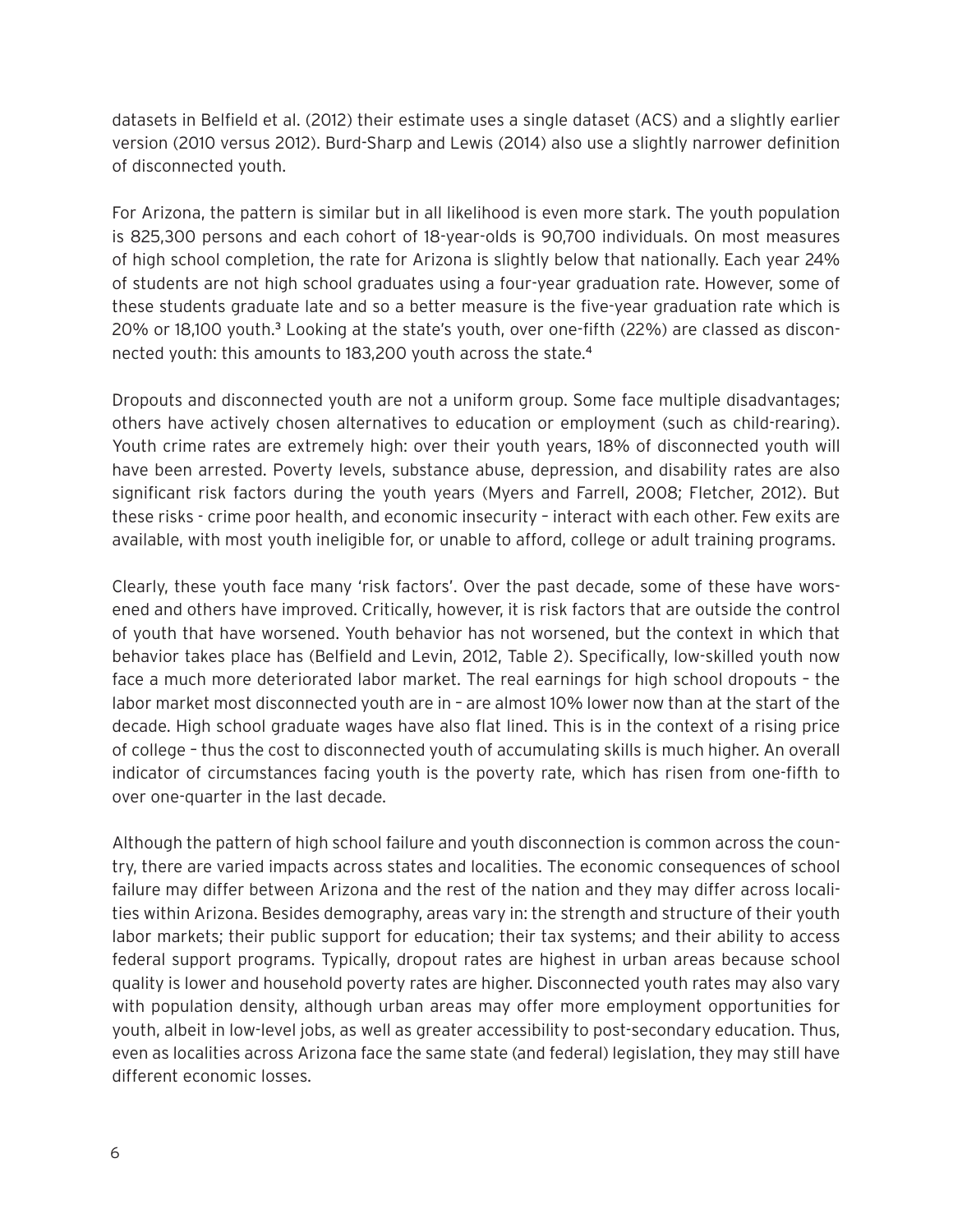datasets in Belfield et al. (2012) their estimate uses a single dataset (ACS) and a slightly earlier version (2010 versus 2012). Burd-Sharp and Lewis (2014) also use a slightly narrower definition of disconnected youth.

For Arizona, the pattern is similar but in all likelihood is even more stark. The youth population is 825,300 persons and each cohort of 18-year-olds is 90,700 individuals. On most measures of high school completion, the rate for Arizona is slightly below that nationally. Each year 24% of students are not high school graduates using a four-year graduation rate. However, some of these students graduate late and so a better measure is the five-year graduation rate which is 20% or 18,100 youth.[3] Looking at the state's youth, over one-fifth (22%) are classed as disconnected youth: this amounts to 183,200 youth across the state.[4]

Dropouts and disconnected youth are not a uniform group. Some face multiple disadvantages; others have actively chosen alternatives to education or employment (such as child-rearing). Youth crime rates are extremely high: over their youth years, 18% of disconnected youth will have been arrested. Poverty levels, substance abuse, depression, and disability rates are also significant risk factors during the youth years (Myers and Farrell, 2008; Fletcher, 2012). But these risks - crime poor health, and economic insecurity – interact with each other. Few exits are available, with most youth ineligible for, or unable to afford, college or adult training programs.

Clearly, these youth face many 'risk factors'. Over the past decade, some of these have worsened and others have improved. Critically, however, it is risk factors that are outside the control of youth that have worsened. Youth behavior has not worsened, but the context in which that behavior takes place has (Belfield and Levin, 2012, Table 2). Specifically, low-skilled youth now face a much more deteriorated labor market. The real earnings for high school dropouts – the labor market most disconnected youth are in – are almost 10% lower now than at the start of the decade. High school graduate wages have also flat lined. This is in the context of a rising price of college – thus the cost to disconnected youth of accumulating skills is much higher. An overall indicator of circumstances facing youth is the poverty rate, which has risen from one-fifth to over one-quarter in the last decade.

Although the pattern of high school failure and youth disconnection is common across the country, there are varied impacts across states and localities. The economic consequences of school failure may differ between Arizona and the rest of the nation and they may differ across localities within Arizona. Besides demography, areas vary in: the strength and structure of their youth labor markets; their public support for education; their tax systems; and their ability to access federal support programs. Typically, dropout rates are highest in urban areas because school quality is lower and household poverty rates are higher. Disconnected youth rates may also vary with population density, although urban areas may offer more employment opportunities for youth, albeit in low-level jobs, as well as greater accessibility to post-secondary education. Thus, even as localities across Arizona face the same state (and federal) legislation, they may still have different economic losses.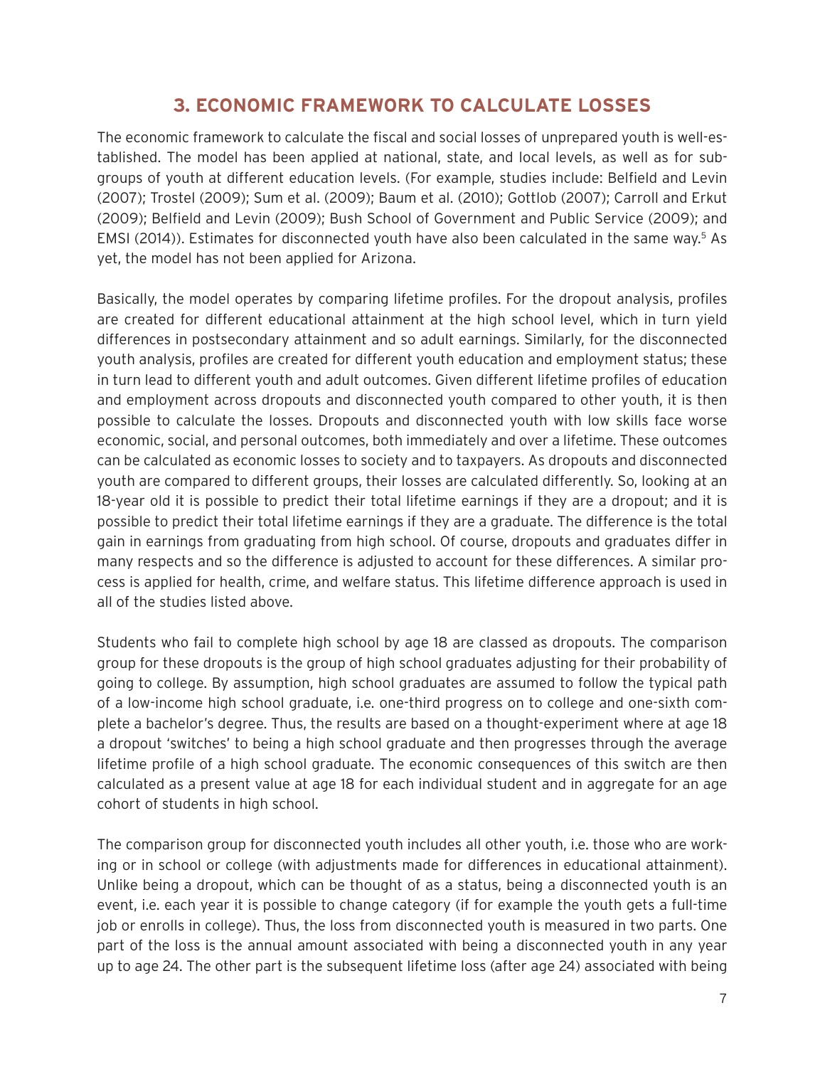## 3. ECONOMIC FRAMEWORK TO CALCULATE LOSSES

The economic framework to calculate the fiscal and social losses of unprepared youth is well-established. The model has been applied at national, state, and local levels, as well as for subgroups of youth at different education levels. (For example, studies include: Belfield and Levin (2007); Trostel (2009); Sum et al. (2009); Baum et al. (2010); Gottlob (2007); Carroll and Erkut (2009); Belfield and Levin (2009); Bush School of Government and Public Service (2009); and EMSI (2014)). Estimates for disconnected youth have also been calculated in the same way.[5] As yet, the model has not been applied for Arizona.

Basically, the model operates by comparing lifetime profiles. For the dropout analysis, profiles are created for different educational attainment at the high school level, which in turn yield differences in postsecondary attainment and so adult earnings. Similarly, for the disconnected youth analysis, profiles are created for different youth education and employment status; these in turn lead to different youth and adult outcomes. Given different lifetime profiles of education and employment across dropouts and disconnected youth compared to other youth, it is then possible to calculate the losses. Dropouts and disconnected youth with low skills face worse economic, social, and personal outcomes, both immediately and over a lifetime. These outcomes can be calculated as economic losses to society and to taxpayers. As dropouts and disconnected youth are compared to different groups, their losses are calculated differently. So, looking at an 18-year old it is possible to predict their total lifetime earnings if they are a dropout; and it is possible to predict their total lifetime earnings if they are a graduate. The difference is the total gain in earnings from graduating from high school. Of course, dropouts and graduates differ in many respects and so the difference is adjusted to account for these differences. A similar process is applied for health, crime, and welfare status. This lifetime difference approach is used in all of the studies listed above.

Students who fail to complete high school by age 18 are classed as dropouts. The comparison group for these dropouts is the group of high school graduates adjusting for their probability of going to college. By assumption, high school graduates are assumed to follow the typical path of a low-income high school graduate, i.e. one-third progress on to college and one-sixth complete a bachelor's degree. Thus, the results are based on a thought-experiment where at age 18 a dropout 'switches' to being a high school graduate and then progresses through the average lifetime profile of a high school graduate. The economic consequences of this switch are then calculated as a present value at age 18 for each individual student and in aggregate for an age cohort of students in high school.

The comparison group for disconnected youth includes all other youth, i.e. those who are working or in school or college (with adjustments made for differences in educational attainment). Unlike being a dropout, which can be thought of as a status, being a disconnected youth is an event, i.e. each year it is possible to change category (if for example the youth gets a full-time job or enrolls in college). Thus, the loss from disconnected youth is measured in two parts. One part of the loss is the annual amount associated with being a disconnected youth in any year up to age 24. The other part is the subsequent lifetime loss (after age 24) associated with being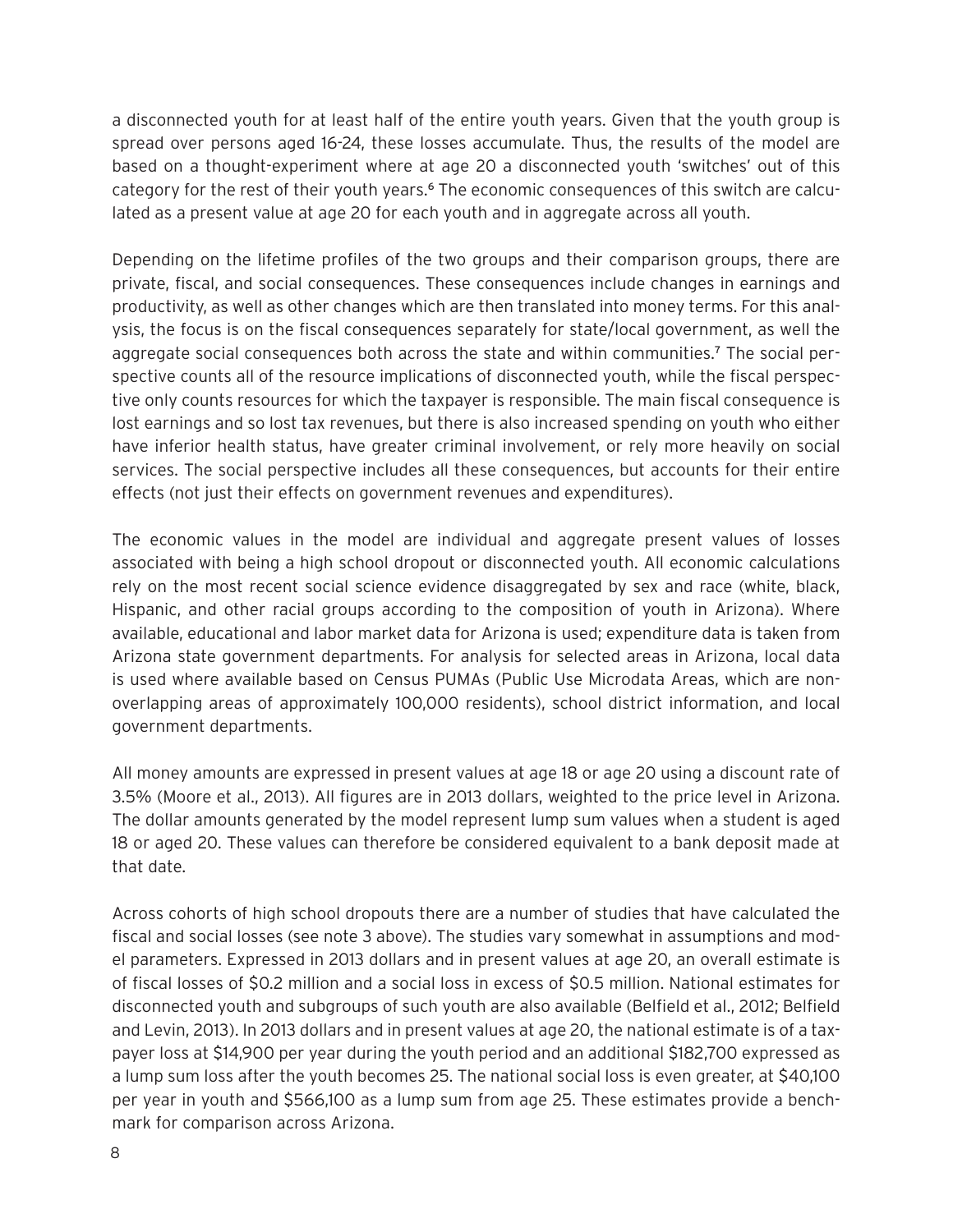a disconnected youth for at least half of the entire youth years. Given that the youth group is spread over persons aged 16-24, these losses accumulate. Thus, the results of the model are based on a thought-experiment where at age 20 a disconnected youth 'switches' out of this category for the rest of their youth years.[6] The economic consequences of this switch are calculated as a present value at age 20 for each youth and in aggregate across all youth.

Depending on the lifetime profiles of the two groups and their comparison groups, there are private, fiscal, and social consequences. These consequences include changes in earnings and productivity, as well as other changes which are then translated into money terms. For this analysis, the focus is on the fiscal consequences separately for state/local government, as well the aggregate social consequences both across the state and within communities.[7] The social perspective counts all of the resource implications of disconnected youth, while the fiscal perspective only counts resources for which the taxpayer is responsible. The main fiscal consequence is lost earnings and so lost tax revenues, but there is also increased spending on youth who either have inferior health status, have greater criminal involvement, or rely more heavily on social services. The social perspective includes all these consequences, but accounts for their entire effects (not just their effects on government revenues and expenditures).

The economic values in the model are individual and aggregate present values of losses associated with being a high school dropout or disconnected youth. All economic calculations rely on the most recent social science evidence disaggregated by sex and race (white, black, Hispanic, and other racial groups according to the composition of youth in Arizona). Where available, educational and labor market data for Arizona is used; expenditure data is taken from Arizona state government departments. For analysis for selected areas in Arizona, local data is used where available based on Census PUMAs (Public Use Microdata Areas, which are non-overlapping areas of approximately 100,000 residents), school district information, and local government departments.

All money amounts are expressed in present values at age 18 or age 20 using a discount rate of 3.5% (Moore et al., 2013). All figures are in 2013 dollars, weighted to the price level in Arizona. The dollar amounts generated by the model represent lump sum values when a student is aged 18 or aged 20. These values can therefore be considered equivalent to a bank deposit made at that date.

Across cohorts of high school dropouts there are a number of studies that have calculated the fiscal and social losses (see note 3 above). The studies vary somewhat in assumptions and model parameters. Expressed in 2013 dollars and in present values at age 20, an overall estimate is of fiscal losses of $0.2 million and a social loss in excess of $0.5 million. National estimates for disconnected youth and subgroups of such youth are also available (Belfield et al., 2012; Belfield and Levin, 2013). In 2013 dollars and in present values at age 20, the national estimate is of a taxpayer loss at $14,900 per year during the youth period and an additional $182,700 expressed as a lump sum loss after the youth becomes 25. The national social loss is even greater, at $40,100 per year in youth and $566,100 as a lump sum from age 25. These estimates provide a benchmark for comparison across Arizona.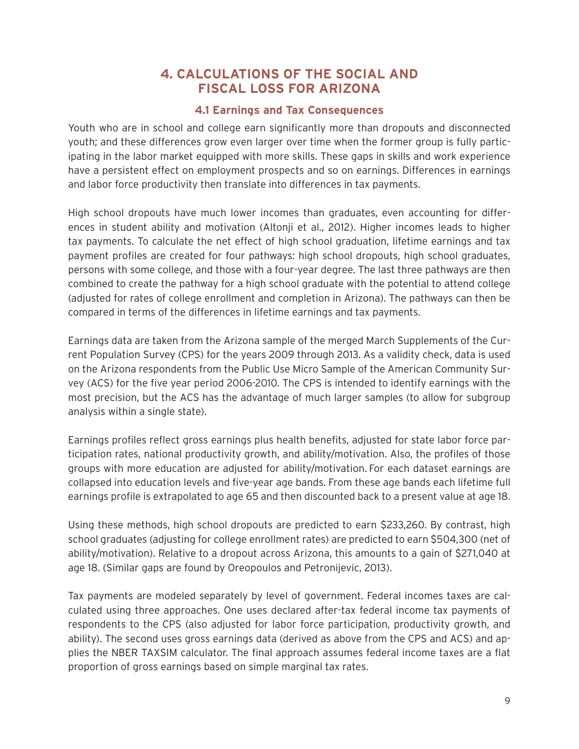## 4. CALCULATIONS OF THE SOCIAL AND FISCAL LOSS FOR ARIZONA

### 4.1 Earnings and Tax Consequences

Youth who are in school and college earn significantly more than dropouts and disconnected youth; and these differences grow even larger over time when the former group is fully participating in the labor market equipped with more skills. These gaps in skills and work experience have a persistent effect on employment prospects and so on earnings. Differences in earnings and labor force productivity then translate into differences in tax payments.

High school dropouts have much lower incomes than graduates, even accounting for differences in student ability and motivation (Altonji et al., 2012). Higher incomes leads to higher tax payments. To calculate the net effect of high school graduation, lifetime earnings and tax payment profiles are created for four pathways: high school dropouts, high school graduates, persons with some college, and those with a four-year degree. The last three pathways are then combined to create the pathway for a high school graduate with the potential to attend college (adjusted for rates of college enrollment and completion in Arizona). The pathways can then be compared in terms of the differences in lifetime earnings and tax payments.

Earnings data are taken from the Arizona sample of the merged March Supplements of the Current Population Survey (CPS) for the years 2009 through 2013. As a validity check, data is used on the Arizona respondents from the Public Use Micro Sample of the American Community Survey (ACS) for the five year period 2006-2010. The CPS is intended to identify earnings with the most precision, but the ACS has the advantage of much larger samples (to allow for subgroup analysis within a single state).

Earnings profiles reflect gross earnings plus health benefits, adjusted for state labor force participation rates, national productivity growth, and ability/motivation. Also, the profiles of those groups with more education are adjusted for ability/motivation. For each dataset earnings are collapsed into education levels and five-year age bands. From these age bands each lifetime full earnings profile is extrapolated to age 65 and then discounted back to a present value at age 18.

Using these methods, high school dropouts are predicted to earn $233,260. By contrast, high school graduates (adjusting for college enrollment rates) are predicted to earn $504,300 (net of ability/motivation). Relative to a dropout across Arizona, this amounts to a gain of $271,040 at age 18. (Similar gaps are found by Oreopoulos and Petronijevic, 2013).

Tax payments are modeled separately by level of government. Federal incomes taxes are calculated using three approaches. One uses declared after-tax federal income tax payments of respondents to the CPS (also adjusted for labor force participation, productivity growth, and ability). The second uses gross earnings data (derived as above from the CPS and ACS) and applies the NBER TAXSIM calculator. The final approach assumes federal income taxes are a flat proportion of gross earnings based on simple marginal tax rates.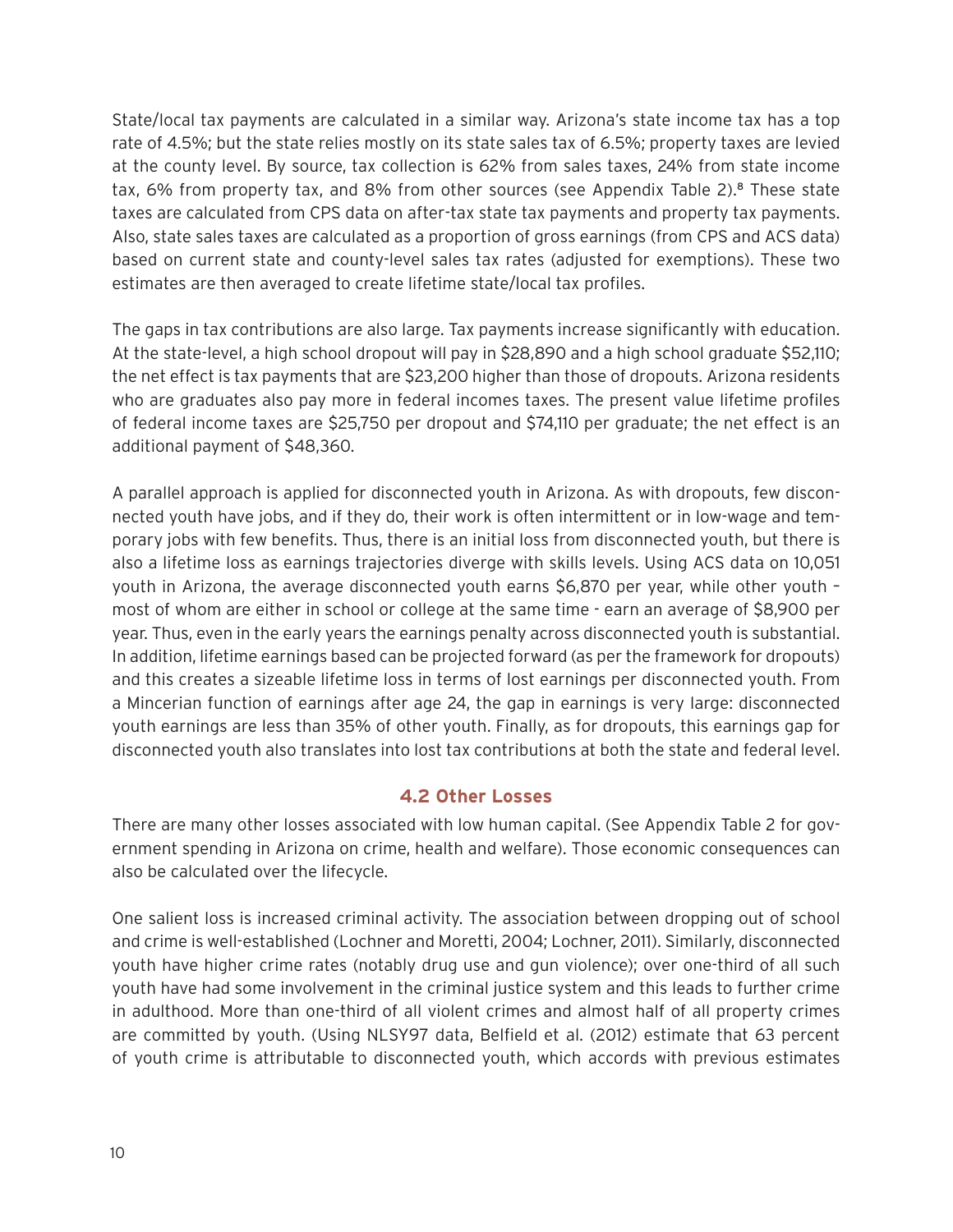State/local tax payments are calculated in a similar way. Arizona's state income tax has a top rate of 4.5%; but the state relies mostly on its state sales tax of 6.5%; property taxes are levied at the county level. By source, tax collection is 62% from sales taxes, 24% from state income tax, 6% from property tax, and 8% from other sources (see Appendix Table 2).[8] These state taxes are calculated from CPS data on after-tax state tax payments and property tax payments. Also, state sales taxes are calculated as a proportion of gross earnings (from CPS and ACS data) based on current state and county-level sales tax rates (adjusted for exemptions). These two estimates are then averaged to create lifetime state/local tax profiles.

The gaps in tax contributions are also large. Tax payments increase significantly with education. At the state-level, a high school dropout will pay in $28,890 and a high school graduate $52,110; the net effect is tax payments that are $23,200 higher than those of dropouts. Arizona residents who are graduates also pay more in federal incomes taxes. The present value lifetime profiles of federal income taxes are $25,750 per dropout and $74,110 per graduate; the net effect is an additional payment of $48,360.

A parallel approach is applied for disconnected youth in Arizona. As with dropouts, few disconnected youth have jobs, and if they do, their work is often intermittent or in low-wage and temporary jobs with few benefits. Thus, there is an initial loss from disconnected youth, but there is also a lifetime loss as earnings trajectories diverge with skills levels. Using ACS data on 10,051 youth in Arizona, the average disconnected youth earns $6,870 per year, while other youth – most of whom are either in school or college at the same time - earn an average of $8,900 per year. Thus, even in the early years the earnings penalty across disconnected youth is substantial. In addition, lifetime earnings based can be projected forward (as per the framework for dropouts) and this creates a sizeable lifetime loss in terms of lost earnings per disconnected youth. From a Mincerian function of earnings after age 24, the gap in earnings is very large: disconnected youth earnings are less than 35% of other youth. Finally, as for dropouts, this earnings gap for disconnected youth also translates into lost tax contributions at both the state and federal level.

### 4.2 Other Losses

There are many other losses associated with low human capital. (See Appendix Table 2 for government spending in Arizona on crime, health and welfare). Those economic consequences can also be calculated over the lifecycle.

One salient loss is increased criminal activity. The association between dropping out of school and crime is well-established (Lochner and Moretti, 2004; Lochner, 2011). Similarly, disconnected youth have higher crime rates (notably drug use and gun violence); over one-third of all such youth have had some involvement in the criminal justice system and this leads to further crime in adulthood. More than one-third of all violent crimes and almost half of all property crimes are committed by youth. (Using NLSY97 data, Belfield et al. (2012) estimate that 63 percent of youth crime is attributable to disconnected youth, which accords with previous estimates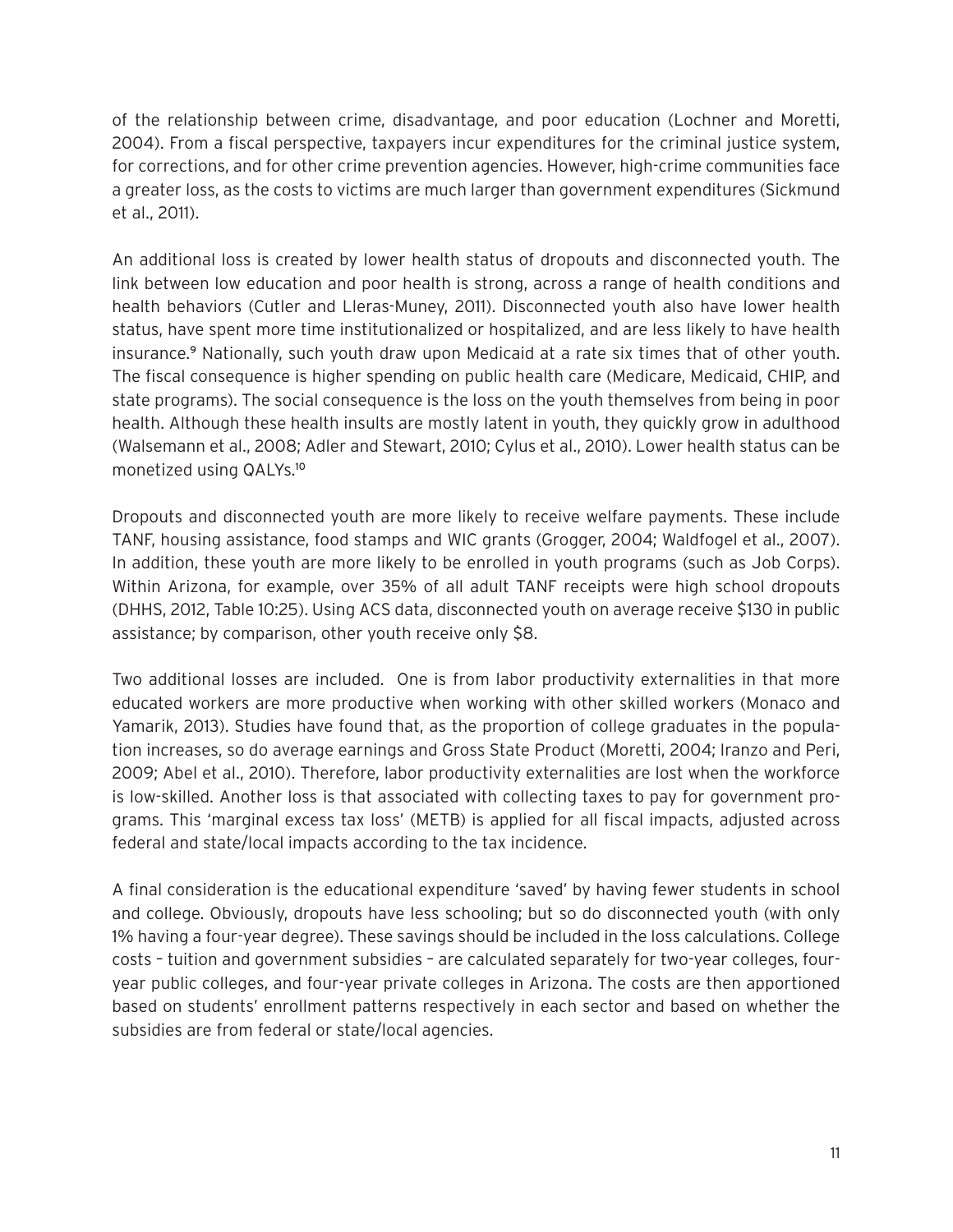of the relationship between crime, disadvantage, and poor education (Lochner and Moretti, 2004). From a fiscal perspective, taxpayers incur expenditures for the criminal justice system, for corrections, and for other crime prevention agencies. However, high-crime communities face a greater loss, as the costs to victims are much larger than government expenditures (Sickmund et al., 2011).

An additional loss is created by lower health status of dropouts and disconnected youth. The link between low education and poor health is strong, across a range of health conditions and health behaviors (Cutler and Lleras-Muney, 2011). Disconnected youth also have lower health status, have spent more time institutionalized or hospitalized, and are less likely to have health insurance.[9] Nationally, such youth draw upon Medicaid at a rate six times that of other youth. The fiscal consequence is higher spending on public health care (Medicare, Medicaid, CHIP, and state programs). The social consequence is the loss on the youth themselves from being in poor health. Although these health insults are mostly latent in youth, they quickly grow in adulthood (Walsemann et al., 2008; Adler and Stewart, 2010; Cylus et al., 2010). Lower health status can be monetized using QALYs.[10]

Dropouts and disconnected youth are more likely to receive welfare payments. These include TANF, housing assistance, food stamps and WIC grants (Grogger, 2004; Waldfogel et al., 2007). In addition, these youth are more likely to be enrolled in youth programs (such as Job Corps). Within Arizona, for example, over 35% of all adult TANF receipts were high school dropouts (DHHS, 2012, Table 10:25). Using ACS data, disconnected youth on average receive $130 in public assistance; by comparison, other youth receive only $8.

Two additional losses are included. One is from labor productivity externalities in that more educated workers are more productive when working with other skilled workers (Monaco and Yamarik, 2013). Studies have found that, as the proportion of college graduates in the population increases, so do average earnings and Gross State Product (Moretti, 2004; Iranzo and Peri, 2009; Abel et al., 2010). Therefore, labor productivity externalities are lost when the workforce is low-skilled. Another loss is that associated with collecting taxes to pay for government programs. This 'marginal excess tax loss' (METB) is applied for all fiscal impacts, adjusted across federal and state/local impacts according to the tax incidence.

A final consideration is the educational expenditure 'saved' by having fewer students in school and college. Obviously, dropouts have less schooling; but so do disconnected youth (with only 1% having a four-year degree). These savings should be included in the loss calculations. College costs – tuition and government subsidies – are calculated separately for two-year colleges, four-year public colleges, and four-year private colleges in Arizona. The costs are then apportioned based on students' enrollment patterns respectively in each sector and based on whether the subsidies are from federal or state/local agencies.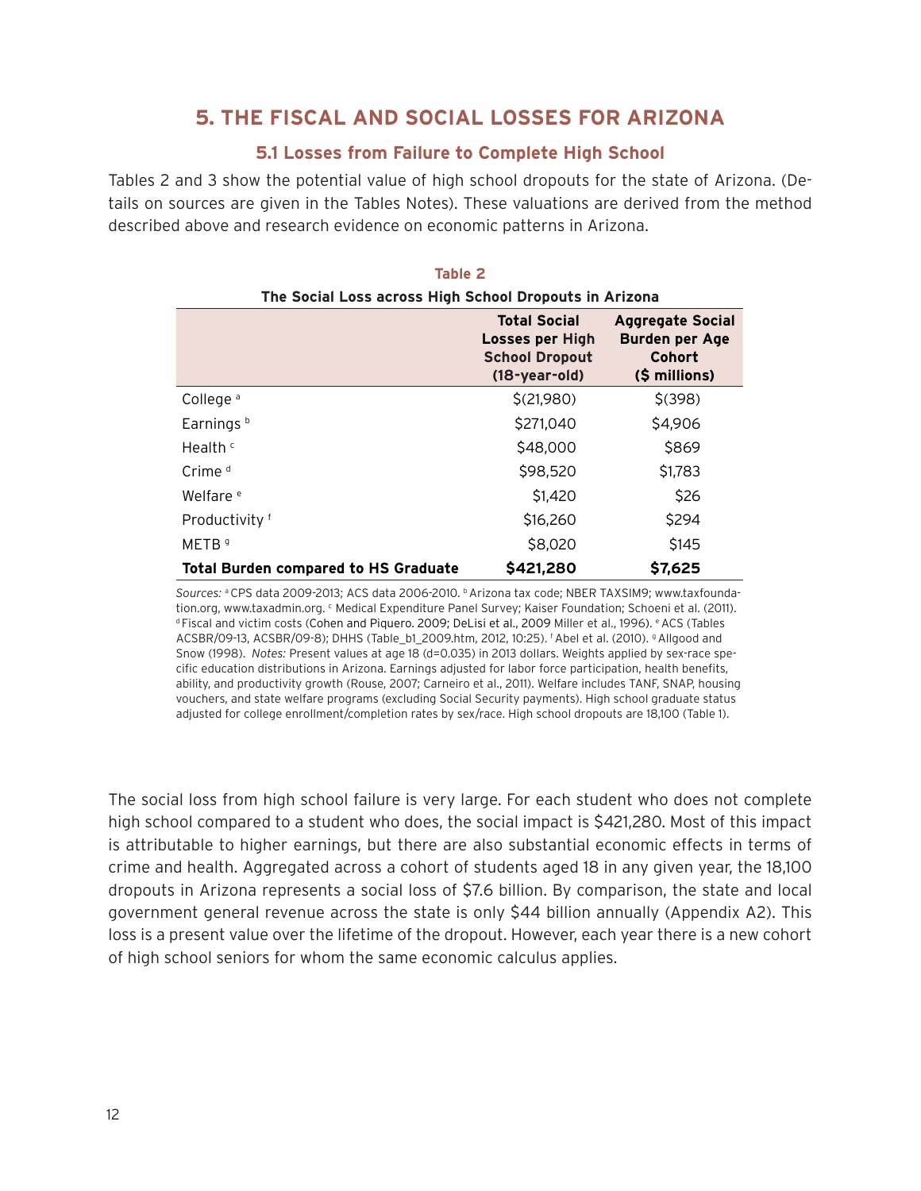## 5. THE FISCAL AND SOCIAL LOSSES FOR ARIZONA

### 5.1 Losses from Failure to Complete High School

Tables 2 and 3 show the potential value of high school dropouts for the state of Arizona. (Details on sources are given in the Tables Notes). These valuations are derived from the method described above and research evidence on economic patterns in Arizona.

**Table 2**

**The Social Loss across High School Dropouts in Arizona**

| | Total Social Losses per High School Dropout (18-year-old) | Aggregate Social Burden per Age Cohort ($ millions) |
|---|---|---|
| College [a] | $(21,980) | $(398) |
| Earnings [b] | $271,040 | $4,906 |
| Health [c] | $48,000 | $869 |
| Crime [d] | $98,520 | $1,783 |
| Welfare [e] | $1,420 | $26 |
| Productivity [f] | $16,260 | $294 |
| METB [g] | $8,020 | $145 |
| **Total Burden compared to HS Graduate** | **$421,280** | **$7,625** |

*Sources:* [a] CPS data 2009-2013; ACS data 2006-2010. [b] Arizona tax code; NBER TAXSIM9; www.taxfoundation.org, www.taxadmin.org. [c] Medical Expenditure Panel Survey; Kaiser Foundation; Schoeni et al. (2011). [d] Fiscal and victim costs (Cohen and Piquero. 2009; DeLisi et al., 2009 Miller et al., 1996). [e] ACS (Tables ACSBR/09-13, ACSBR/09-8); DHHS (Table_b1_2009.htm, 2012, 10:25). [f] Abel et al. (2010). [g] Allgood and Snow (1998). *Notes:* Present values at age 18 (d=0.035) in 2013 dollars. Weights applied by sex-race specific education distributions in Arizona. Earnings adjusted for labor force participation, health benefits, ability, and productivity growth (Rouse, 2007; Carneiro et al., 2011). Welfare includes TANF, SNAP, housing vouchers, and state welfare programs (excluding Social Security payments). High school graduate status adjusted for college enrollment/completion rates by sex/race. High school dropouts are 18,100 (Table 1).

The social loss from high school failure is very large. For each student who does not complete high school compared to a student who does, the social impact is $421,280. Most of this impact is attributable to higher earnings, but there are also substantial economic effects in terms of crime and health. Aggregated across a cohort of students aged 18 in any given year, the 18,100 dropouts in Arizona represents a social loss of $7.6 billion. By comparison, the state and local government general revenue across the state is only $44 billion annually (Appendix A2). This loss is a present value over the lifetime of the dropout. However, each year there is a new cohort of high school seniors for whom the same economic calculus applies.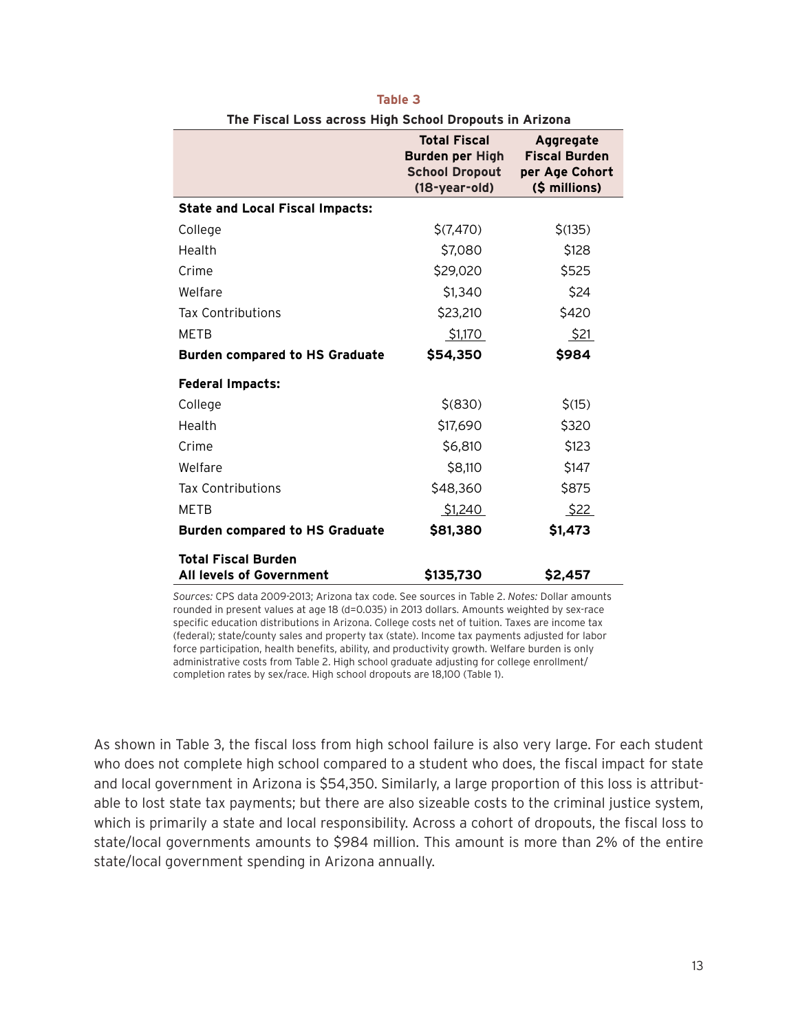**Table 3**

**The Fiscal Loss across High School Dropouts in Arizona**

| | **Total Fiscal Burden per High School Dropout (18-year-old)** | **Aggregate Fiscal Burden per Age Cohort ($ millions)** |
|---|---|---|
| **State and Local Fiscal Impacts:** | | |
| College | $(7,470) | $(135) |
| Health | $7,080 | $128 |
| Crime | $29,020 | $525 |
| Welfare | $1,340 | $24 |
| Tax Contributions | $23,210 | $420 |
| METB | $1,170 | $21 |
| **Burden compared to HS Graduate** | **$54,350** | **$984** |
| **Federal Impacts:** | | |
| College | $(830) | $(15) |
| Health | $17,690 | $320 |
| Crime | $6,810 | $123 |
| Welfare | $8,110 | $147 |
| Tax Contributions | $48,360 | $875 |
| METB | $1,240 | $22 |
| **Burden compared to HS Graduate** | **$81,380** | **$1,473** |
| **Total Fiscal Burden All levels of Government** | **$135,730** | **$2,457** |

*Sources:* CPS data 2009-2013; Arizona tax code. See sources in Table 2. *Notes:* Dollar amounts rounded in present values at age 18 (d=0.035) in 2013 dollars. Amounts weighted by sex-race specific education distributions in Arizona. College costs net of tuition. Taxes are income tax (federal); state/county sales and property tax (state). Income tax payments adjusted for labor force participation, health benefits, ability, and productivity growth. Welfare burden is only administrative costs from Table 2. High school graduate adjusting for college enrollment/completion rates by sex/race. High school dropouts are 18,100 (Table 1).

As shown in Table 3, the fiscal loss from high school failure is also very large. For each student who does not complete high school compared to a student who does, the fiscal impact for state and local government in Arizona is $54,350. Similarly, a large proportion of this loss is attributable to lost state tax payments; but there are also sizeable costs to the criminal justice system, which is primarily a state and local responsibility. Across a cohort of dropouts, the fiscal loss to state/local governments amounts to $984 million. This amount is more than 2% of the entire state/local government spending in Arizona annually.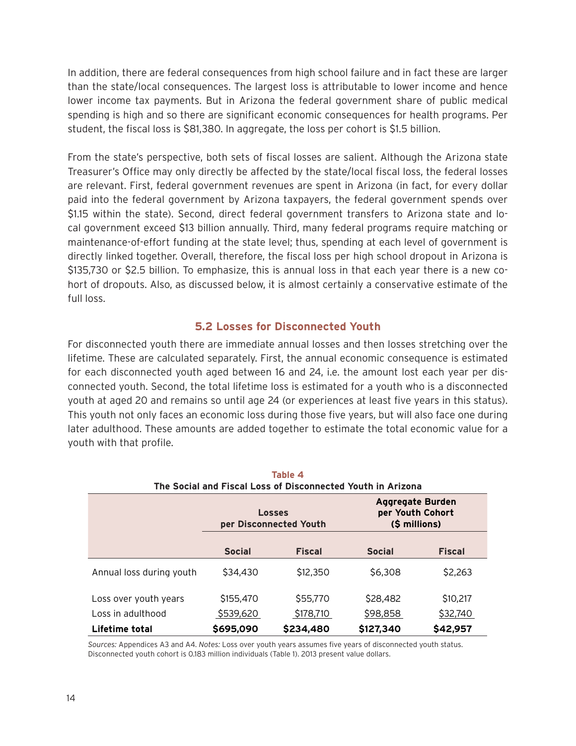In addition, there are federal consequences from high school failure and in fact these are larger than the state/local consequences. The largest loss is attributable to lower income and hence lower income tax payments. But in Arizona the federal government share of public medical spending is high and so there are significant economic consequences for health programs. Per student, the fiscal loss is $81,380. In aggregate, the loss per cohort is $1.5 billion.

From the state's perspective, both sets of fiscal losses are salient. Although the Arizona state Treasurer's Office may only directly be affected by the state/local fiscal loss, the federal losses are relevant. First, federal government revenues are spent in Arizona (in fact, for every dollar paid into the federal government by Arizona taxpayers, the federal government spends over $1.15 within the state). Second, direct federal government transfers to Arizona state and local government exceed $13 billion annually. Third, many federal programs require matching or maintenance-of-effort funding at the state level; thus, spending at each level of government is directly linked together. Overall, therefore, the fiscal loss per high school dropout in Arizona is $135,730 or $2.5 billion. To emphasize, this is annual loss in that each year there is a new cohort of dropouts. Also, as discussed below, it is almost certainly a conservative estimate of the full loss.

### 5.2 Losses for Disconnected Youth

For disconnected youth there are immediate annual losses and then losses stretching over the lifetime. These are calculated separately. First, the annual economic consequence is estimated for each disconnected youth aged between 16 and 24, i.e. the amount lost each year per disconnected youth. Second, the total lifetime loss is estimated for a youth who is a disconnected youth at aged 20 and remains so until age 24 (or experiences at least five years in this status). This youth not only faces an economic loss during those five years, but will also face one during later adulthood. These amounts are added together to estimate the total economic value for a youth with that profile.

**Table 4**
**The Social and Fiscal Loss of Disconnected Youth in Arizona**

| | Losses per Disconnected Youth | | Aggregate Burden per Youth Cohort ($ millions) | |
|---|---|---|---|---|
| | **Social** | **Fiscal** | **Social** | **Fiscal** |
| Annual loss during youth | $34,430 | $12,350 | $6,308 | $2,263 |
| Loss over youth years | $155,470 | $55,770 | $28,482 | $10,217 |
| Loss in adulthood | $539,620 | $178,710 | $98,858 | $32,740 |
| **Lifetime total** | **$695,090** | **$234,480** | **$127,340** | **$42,957** |

*Sources:* Appendices A3 and A4. *Notes:* Loss over youth years assumes five years of disconnected youth status. Disconnected youth cohort is 0.183 million individuals (Table 1). 2013 present value dollars.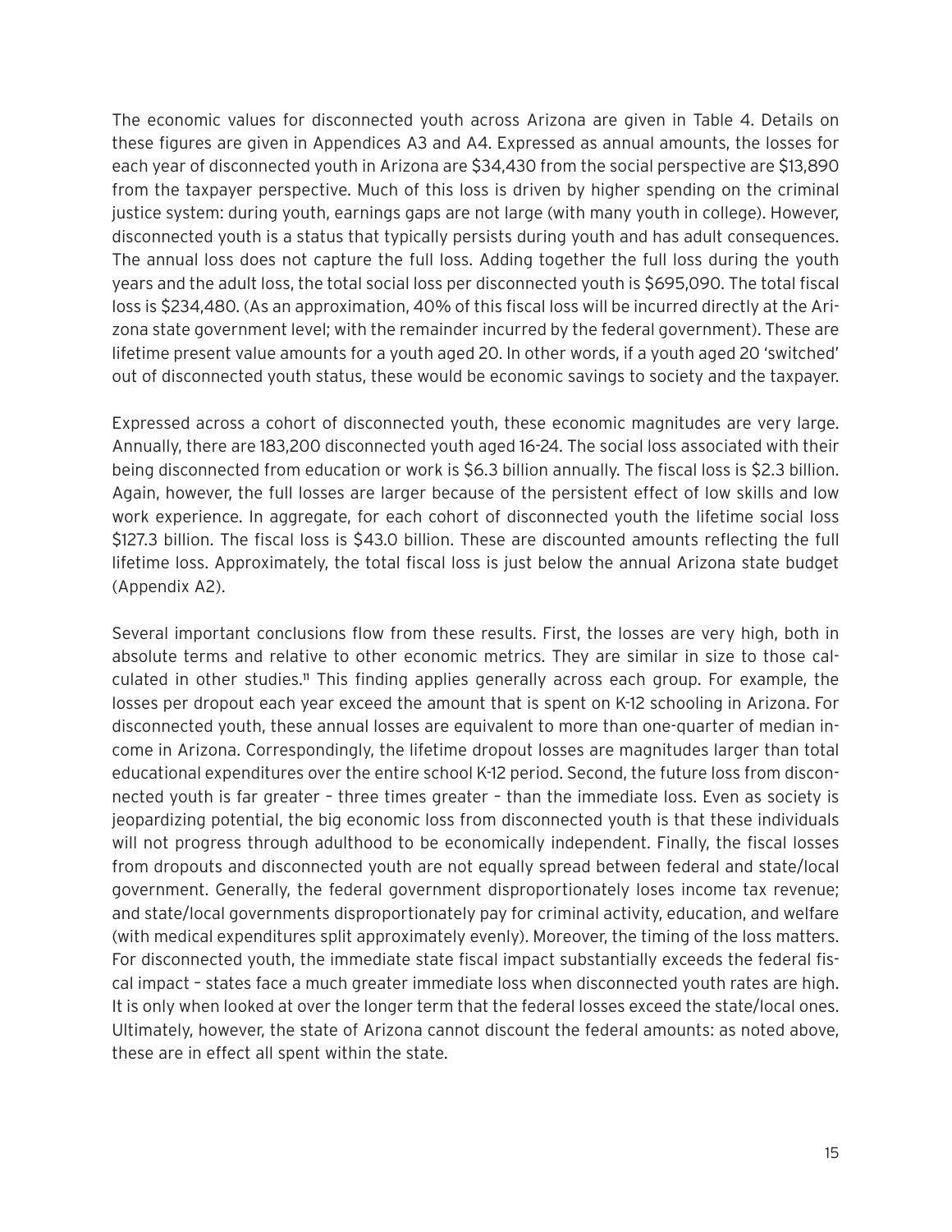The economic values for disconnected youth across Arizona are given in Table 4. Details on these figures are given in Appendices A3 and A4. Expressed as annual amounts, the losses for each year of disconnected youth in Arizona are $34,430 from the social perspective are $13,890 from the taxpayer perspective. Much of this loss is driven by higher spending on the criminal justice system: during youth, earnings gaps are not large (with many youth in college). However, disconnected youth is a status that typically persists during youth and has adult consequences. The annual loss does not capture the full loss. Adding together the full loss during the youth years and the adult loss, the total social loss per disconnected youth is $695,090. The total fiscal loss is $234,480. (As an approximation, 40% of this fiscal loss will be incurred directly at the Arizona state government level; with the remainder incurred by the federal government). These are lifetime present value amounts for a youth aged 20. In other words, if a youth aged 20 'switched' out of disconnected youth status, these would be economic savings to society and the taxpayer.

Expressed across a cohort of disconnected youth, these economic magnitudes are very large. Annually, there are 183,200 disconnected youth aged 16-24. The social loss associated with their being disconnected from education or work is $6.3 billion annually. The fiscal loss is $2.3 billion. Again, however, the full losses are larger because of the persistent effect of low skills and low work experience. In aggregate, for each cohort of disconnected youth the lifetime social loss $127.3 billion. The fiscal loss is $43.0 billion. These are discounted amounts reflecting the full lifetime loss. Approximately, the total fiscal loss is just below the annual Arizona state budget (Appendix A2).

Several important conclusions flow from these results. First, the losses are very high, both in absolute terms and relative to other economic metrics. They are similar in size to those calculated in other studies.[11] This finding applies generally across each group. For example, the losses per dropout each year exceed the amount that is spent on K-12 schooling in Arizona. For disconnected youth, these annual losses are equivalent to more than one-quarter of median income in Arizona. Correspondingly, the lifetime dropout losses are magnitudes larger than total educational expenditures over the entire school K-12 period. Second, the future loss from disconnected youth is far greater – three times greater – than the immediate loss. Even as society is jeopardizing potential, the big economic loss from disconnected youth is that these individuals will not progress through adulthood to be economically independent. Finally, the fiscal losses from dropouts and disconnected youth are not equally spread between federal and state/local government. Generally, the federal government disproportionately loses income tax revenue; and state/local governments disproportionately pay for criminal activity, education, and welfare (with medical expenditures split approximately evenly). Moreover, the timing of the loss matters. For disconnected youth, the immediate state fiscal impact substantially exceeds the federal fiscal impact – states face a much greater immediate loss when disconnected youth rates are high. It is only when looked at over the longer term that the federal losses exceed the state/local ones. Ultimately, however, the state of Arizona cannot discount the federal amounts: as noted above, these are in effect all spent within the state.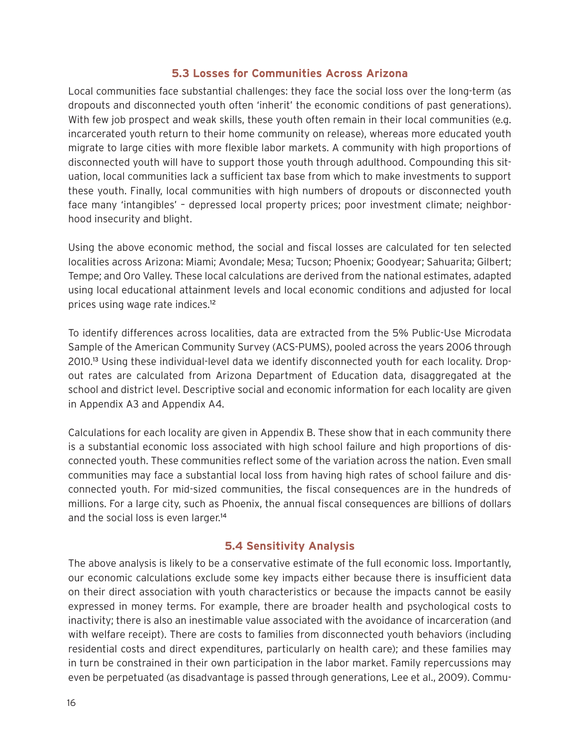### 5.3 Losses for Communities Across Arizona

Local communities face substantial challenges: they face the social loss over the long-term (as dropouts and disconnected youth often 'inherit' the economic conditions of past generations). With few job prospect and weak skills, these youth often remain in their local communities (e.g. incarcerated youth return to their home community on release), whereas more educated youth migrate to large cities with more flexible labor markets. A community with high proportions of disconnected youth will have to support those youth through adulthood. Compounding this situation, local communities lack a sufficient tax base from which to make investments to support these youth. Finally, local communities with high numbers of dropouts or disconnected youth face many 'intangibles' – depressed local property prices; poor investment climate; neighborhood insecurity and blight.

Using the above economic method, the social and fiscal losses are calculated for ten selected localities across Arizona: Miami; Avondale; Mesa; Tucson; Phoenix; Goodyear; Sahuarita; Gilbert; Tempe; and Oro Valley. These local calculations are derived from the national estimates, adapted using local educational attainment levels and local economic conditions and adjusted for local prices using wage rate indices.[12]

To identify differences across localities, data are extracted from the 5% Public-Use Microdata Sample of the American Community Survey (ACS-PUMS), pooled across the years 2006 through 2010.[13] Using these individual-level data we identify disconnected youth for each locality. Dropout rates are calculated from Arizona Department of Education data, disaggregated at the school and district level. Descriptive social and economic information for each locality are given in Appendix A3 and Appendix A4.

Calculations for each locality are given in Appendix B. These show that in each community there is a substantial economic loss associated with high school failure and high proportions of disconnected youth. These communities reflect some of the variation across the nation. Even small communities may face a substantial local loss from having high rates of school failure and disconnected youth. For mid-sized communities, the fiscal consequences are in the hundreds of millions. For a large city, such as Phoenix, the annual fiscal consequences are billions of dollars and the social loss is even larger.[14]

### 5.4 Sensitivity Analysis

The above analysis is likely to be a conservative estimate of the full economic loss. Importantly, our economic calculations exclude some key impacts either because there is insufficient data on their direct association with youth characteristics or because the impacts cannot be easily expressed in money terms. For example, there are broader health and psychological costs to inactivity; there is also an inestimable value associated with the avoidance of incarceration (and with welfare receipt). There are costs to families from disconnected youth behaviors (including residential costs and direct expenditures, particularly on health care); and these families may in turn be constrained in their own participation in the labor market. Family repercussions may even be perpetuated (as disadvantage is passed through generations, Lee et al., 2009). Commu-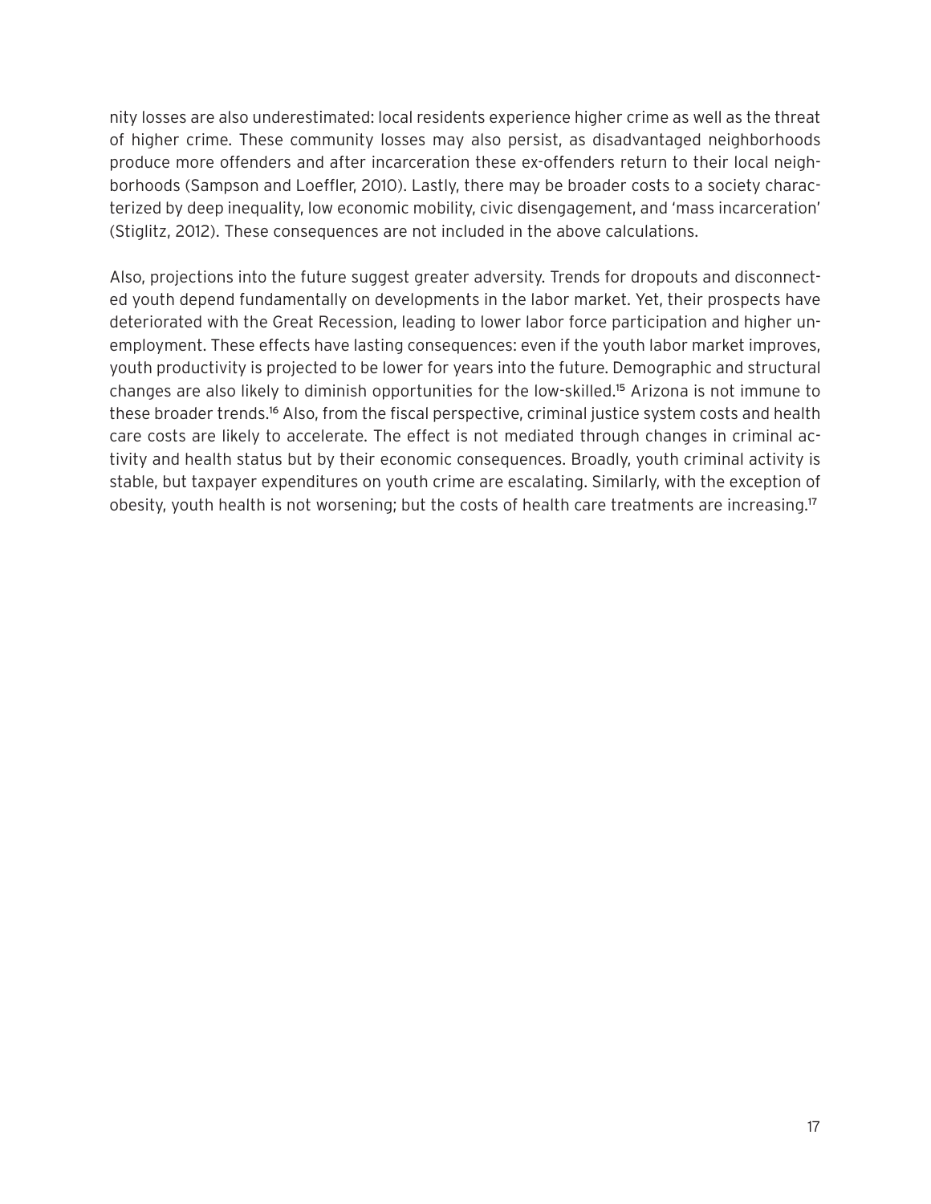nity losses are also underestimated: local residents experience higher crime as well as the threat of higher crime. These community losses may also persist, as disadvantaged neighborhoods produce more offenders and after incarceration these ex-offenders return to their local neighborhoods (Sampson and Loeffler, 2010). Lastly, there may be broader costs to a society characterized by deep inequality, low economic mobility, civic disengagement, and 'mass incarceration' (Stiglitz, 2012). These consequences are not included in the above calculations.

Also, projections into the future suggest greater adversity. Trends for dropouts and disconnected youth depend fundamentally on developments in the labor market. Yet, their prospects have deteriorated with the Great Recession, leading to lower labor force participation and higher unemployment. These effects have lasting consequences: even if the youth labor market improves, youth productivity is projected to be lower for years into the future. Demographic and structural changes are also likely to diminish opportunities for the low-skilled.[15] Arizona is not immune to these broader trends.[16] Also, from the fiscal perspective, criminal justice system costs and health care costs are likely to accelerate. The effect is not mediated through changes in criminal activity and health status but by their economic consequences. Broadly, youth criminal activity is stable, but taxpayer expenditures on youth crime are escalating. Similarly, with the exception of obesity, youth health is not worsening; but the costs of health care treatments are increasing.[17]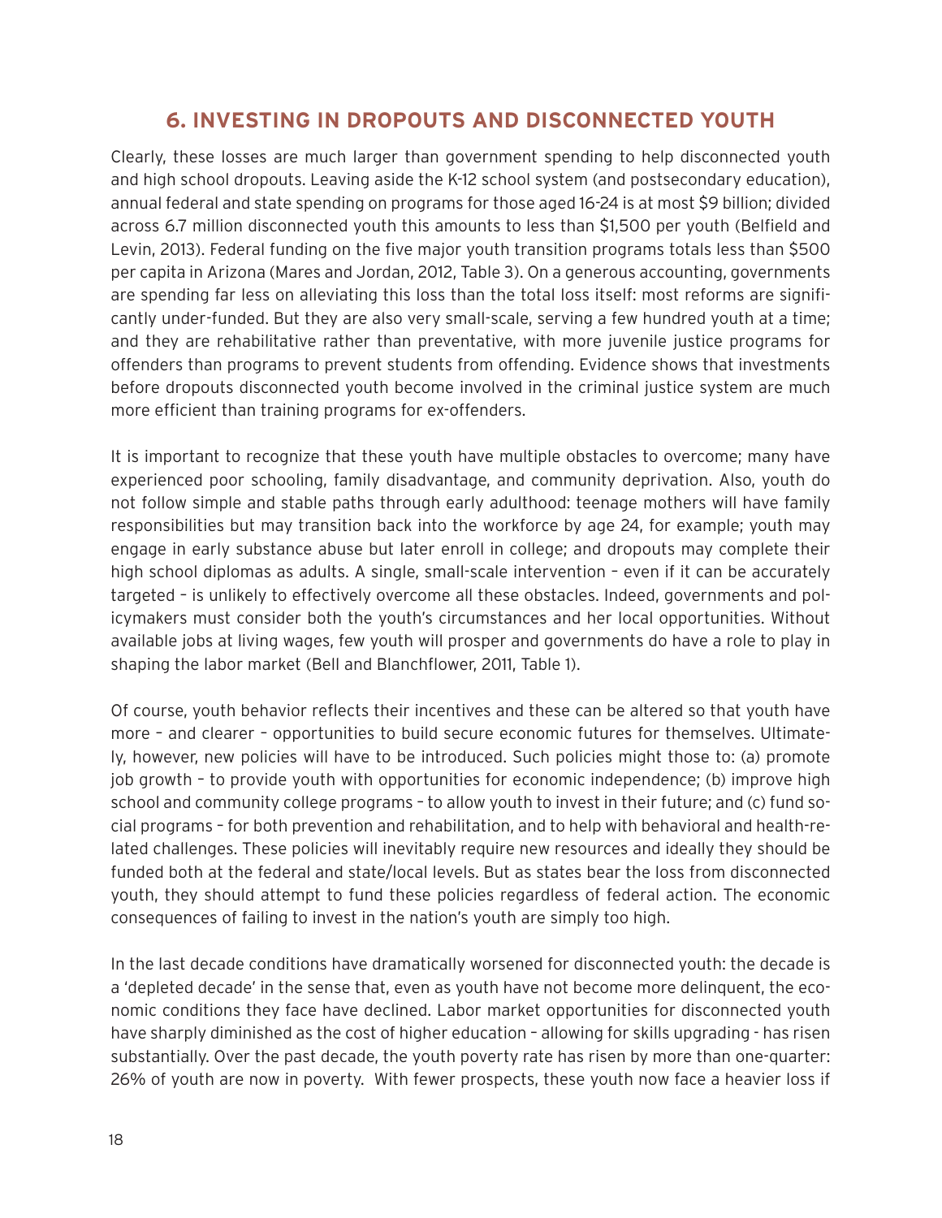## 6. INVESTING IN DROPOUTS AND DISCONNECTED YOUTH

Clearly, these losses are much larger than government spending to help disconnected youth and high school dropouts. Leaving aside the K-12 school system (and postsecondary education), annual federal and state spending on programs for those aged 16-24 is at most $9 billion; divided across 6.7 million disconnected youth this amounts to less than $1,500 per youth (Belfield and Levin, 2013). Federal funding on the five major youth transition programs totals less than $500 per capita in Arizona (Mares and Jordan, 2012, Table 3). On a generous accounting, governments are spending far less on alleviating this loss than the total loss itself: most reforms are significantly under-funded. But they are also very small-scale, serving a few hundred youth at a time; and they are rehabilitative rather than preventative, with more juvenile justice programs for offenders than programs to prevent students from offending. Evidence shows that investments before dropouts disconnected youth become involved in the criminal justice system are much more efficient than training programs for ex-offenders.

It is important to recognize that these youth have multiple obstacles to overcome; many have experienced poor schooling, family disadvantage, and community deprivation. Also, youth do not follow simple and stable paths through early adulthood: teenage mothers will have family responsibilities but may transition back into the workforce by age 24, for example; youth may engage in early substance abuse but later enroll in college; and dropouts may complete their high school diplomas as adults. A single, small-scale intervention – even if it can be accurately targeted – is unlikely to effectively overcome all these obstacles. Indeed, governments and policymakers must consider both the youth's circumstances and her local opportunities. Without available jobs at living wages, few youth will prosper and governments do have a role to play in shaping the labor market (Bell and Blanchflower, 2011, Table 1).

Of course, youth behavior reflects their incentives and these can be altered so that youth have more – and clearer – opportunities to build secure economic futures for themselves. Ultimately, however, new policies will have to be introduced. Such policies might those to: (a) promote job growth – to provide youth with opportunities for economic independence; (b) improve high school and community college programs – to allow youth to invest in their future; and (c) fund social programs – for both prevention and rehabilitation, and to help with behavioral and health-related challenges. These policies will inevitably require new resources and ideally they should be funded both at the federal and state/local levels. But as states bear the loss from disconnected youth, they should attempt to fund these policies regardless of federal action. The economic consequences of failing to invest in the nation's youth are simply too high.

In the last decade conditions have dramatically worsened for disconnected youth: the decade is a 'depleted decade' in the sense that, even as youth have not become more delinquent, the economic conditions they face have declined. Labor market opportunities for disconnected youth have sharply diminished as the cost of higher education – allowing for skills upgrading - has risen substantially. Over the past decade, the youth poverty rate has risen by more than one-quarter: 26% of youth are now in poverty. With fewer prospects, these youth now face a heavier loss if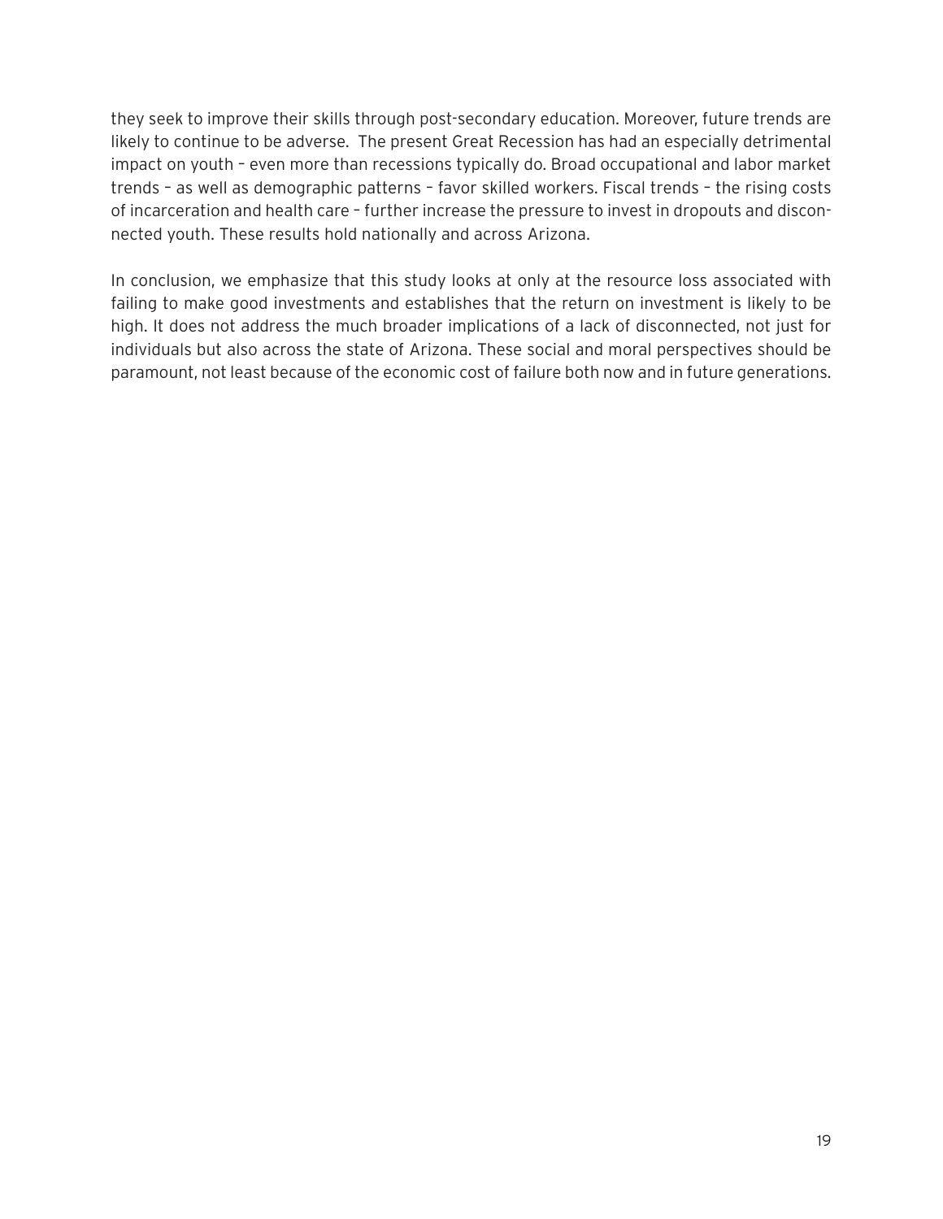they seek to improve their skills through post-secondary education. Moreover, future trends are likely to continue to be adverse. The present Great Recession has had an especially detrimental impact on youth – even more than recessions typically do. Broad occupational and labor market trends – as well as demographic patterns – favor skilled workers. Fiscal trends – the rising costs of incarceration and health care – further increase the pressure to invest in dropouts and disconnected youth. These results hold nationally and across Arizona.

In conclusion, we emphasize that this study looks at only at the resource loss associated with failing to make good investments and establishes that the return on investment is likely to be high. It does not address the much broader implications of a lack of disconnected, not just for individuals but also across the state of Arizona. These social and moral perspectives should be paramount, not least because of the economic cost of failure both now and in future generations.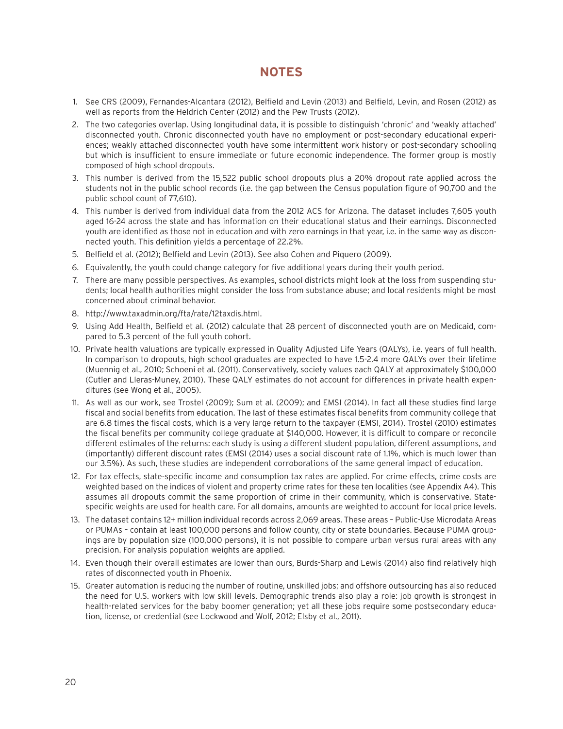## NOTES

1. See CRS (2009), Fernandes-Alcantara (2012), Belfield and Levin (2013) and Belfield, Levin, and Rosen (2012) as well as reports from the Heldrich Center (2012) and the Pew Trusts (2012).
2. The two categories overlap. Using longitudinal data, it is possible to distinguish 'chronic' and 'weakly attached' disconnected youth. Chronic disconnected youth have no employment or post-secondary educational experiences; weakly attached disconnected youth have some intermittent work history or post-secondary schooling but which is insufficient to ensure immediate or future economic independence. The former group is mostly composed of high school dropouts.
3. This number is derived from the 15,522 public school dropouts plus a 20% dropout rate applied across the students not in the public school records (i.e. the gap between the Census population figure of 90,700 and the public school count of 77,610).
4. This number is derived from individual data from the 2012 ACS for Arizona. The dataset includes 7,605 youth aged 16-24 across the state and has information on their educational status and their earnings. Disconnected youth are identified as those not in education and with zero earnings in that year, i.e. in the same way as disconnected youth. This definition yields a percentage of 22.2%.
5. Belfield et al. (2012); Belfield and Levin (2013). See also Cohen and Piquero (2009).
6. Equivalently, the youth could change category for five additional years during their youth period.
7. There are many possible perspectives. As examples, school districts might look at the loss from suspending students; local health authorities might consider the loss from substance abuse; and local residents might be most concerned about criminal behavior.
8. http://www.taxadmin.org/fta/rate/12taxdis.html.
9. Using Add Health, Belfield et al. (2012) calculate that 28 percent of disconnected youth are on Medicaid, compared to 5.3 percent of the full youth cohort.
10. Private health valuations are typically expressed in Quality Adjusted Life Years (QALYs), i.e. years of full health. In comparison to dropouts, high school graduates are expected to have 1.5-2.4 more QALYs over their lifetime (Muennig et al., 2010; Schoeni et al. (2011). Conservatively, society values each QALY at approximately $100,000 (Cutler and Lleras-Muney, 2010). These QALY estimates do not account for differences in private health expenditures (see Wong et al., 2005).
11. As well as our work, see Trostel (2009); Sum et al. (2009); and EMSI (2014). In fact all these studies find large fiscal and social benefits from education. The last of these estimates fiscal benefits from community college that are 6.8 times the fiscal costs, which is a very large return to the taxpayer (EMSI, 2014). Trostel (2010) estimates the fiscal benefits per community college graduate at $140,000. However, it is difficult to compare or reconcile different estimates of the returns: each study is using a different student population, different assumptions, and (importantly) different discount rates (EMSI (2014) uses a social discount rate of 1.1%, which is much lower than our 3.5%). As such, these studies are independent corroborations of the same general impact of education.
12. For tax effects, state-specific income and consumption tax rates are applied. For crime effects, crime costs are weighted based on the indices of violent and property crime rates for these ten localities (see Appendix A4). This assumes all dropouts commit the same proportion of crime in their community, which is conservative. State-specific weights are used for health care. For all domains, amounts are weighted to account for local price levels.
13. The dataset contains 12+ million individual records across 2,069 areas. These areas – Public-Use Microdata Areas or PUMAs – contain at least 100,000 persons and follow county, city or state boundaries. Because PUMA groupings are by population size (100,000 persons), it is not possible to compare urban versus rural areas with any precision. For analysis population weights are applied.
14. Even though their overall estimates are lower than ours, Burds-Sharp and Lewis (2014) also find relatively high rates of disconnected youth in Phoenix.
15. Greater automation is reducing the number of routine, unskilled jobs; and offshore outsourcing has also reduced the need for U.S. workers with low skill levels. Demographic trends also play a role: job growth is strongest in health-related services for the baby boomer generation; yet all these jobs require some postsecondary education, license, or credential (see Lockwood and Wolf, 2012; Elsby et al., 2011).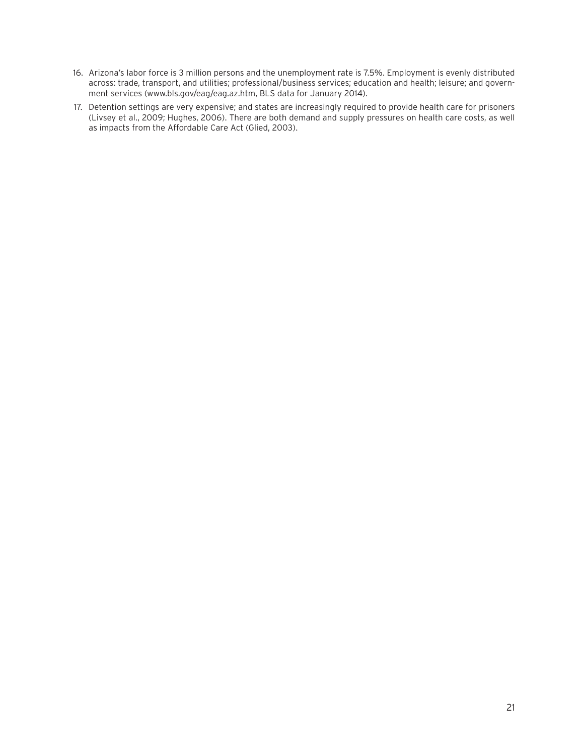16. Arizona's labor force is 3 million persons and the unemployment rate is 7.5%. Employment is evenly distributed across: trade, transport, and utilities; professional/business services; education and health; leisure; and government services (www.bls.gov/eag/eag.az.htm, BLS data for January 2014).
17. Detention settings are very expensive; and states are increasingly required to provide health care for prisoners (Livsey et al., 2009; Hughes, 2006). There are both demand and supply pressures on health care costs, as well as impacts from the Affordable Care Act (Glied, 2003).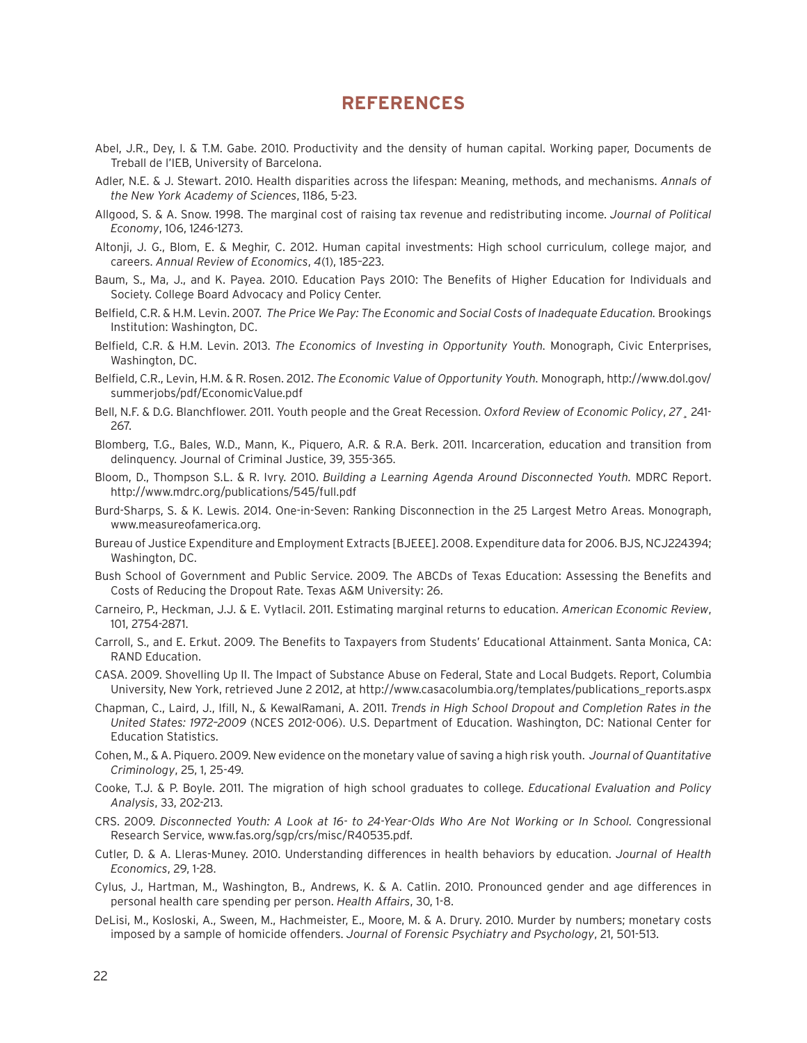# REFERENCES

Abel, J.R., Dey, I. & T.M. Gabe. 2010. Productivity and the density of human capital. Working paper, Documents de Treball de l'IEB, University of Barcelona.

Adler, N.E. & J. Stewart. 2010. Health disparities across the lifespan: Meaning, methods, and mechanisms. *Annals of the New York Academy of Sciences*, 1186, 5-23.

Allgood, S. & A. Snow. 1998. The marginal cost of raising tax revenue and redistributing income. *Journal of Political Economy*, 106, 1246-1273.

Altonji, J. G., Blom, E. & Meghir, C. 2012. Human capital investments: High school curriculum, college major, and careers. *Annual Review of Economics*, *4*(1), 185–223.

Baum, S., Ma, J., and K. Payea. 2010. Education Pays 2010: The Benefits of Higher Education for Individuals and Society. College Board Advocacy and Policy Center.

Belfield, C.R. & H.M. Levin. 2007. *The Price We Pay: The Economic and Social Costs of Inadequate Education.* Brookings Institution: Washington, DC.

Belfield, C.R. & H.M. Levin. 2013. *The Economics of Investing in Opportunity Youth.* Monograph, Civic Enterprises, Washington, DC.

Belfield, C.R., Levin, H.M. & R. Rosen. 2012. *The Economic Value of Opportunity Youth.* Monograph, http://www.dol.gov/summerjobs/pdf/EconomicValue.pdf

Bell, N.F. & D.G. Blanchflower. 2011. Youth people and the Great Recession. *Oxford Review of Economic Policy*, *27*¸ 241-267.

Blomberg, T.G., Bales, W.D., Mann, K., Piquero, A.R. & R.A. Berk. 2011. Incarceration, education and transition from delinquency. Journal of Criminal Justice, 39, 355-365.

Bloom, D., Thompson S.L. & R. Ivry. 2010. *Building a Learning Agenda Around Disconnected Youth.* MDRC Report. http://www.mdrc.org/publications/545/full.pdf

Burd-Sharps, S. & K. Lewis. 2014. One-in-Seven: Ranking Disconnection in the 25 Largest Metro Areas. Monograph, www.measureofamerica.org.

Bureau of Justice Expenditure and Employment Extracts [BJEEE]. 2008. Expenditure data for 2006. BJS, NCJ224394; Washington, DC.

Bush School of Government and Public Service. 2009. The ABCDs of Texas Education: Assessing the Benefits and Costs of Reducing the Dropout Rate. Texas A&M University: 26.

Carneiro, P., Heckman, J.J. & E. Vytlacil. 2011. Estimating marginal returns to education. *American Economic Review*, 101, 2754-2871.

Carroll, S., and E. Erkut. 2009. The Benefits to Taxpayers from Students' Educational Attainment. Santa Monica, CA: RAND Education.

CASA. 2009. Shovelling Up II. The Impact of Substance Abuse on Federal, State and Local Budgets. Report, Columbia University, New York, retrieved June 2 2012, at http://www.casacolumbia.org/templates/publications_reports.aspx

Chapman, C., Laird, J., Ifill, N., & KewalRamani, A. 2011. *Trends in High School Dropout and Completion Rates in the United States: 1972–2009* (NCES 2012-006). U.S. Department of Education. Washington, DC: National Center for Education Statistics.

Cohen, M., & A. Piquero. 2009. New evidence on the monetary value of saving a high risk youth. *Journal of Quantitative Criminology*, 25, 1, 25-49.

Cooke, T.J. & P. Boyle. 2011. The migration of high school graduates to college. *Educational Evaluation and Policy Analysis*, 33, 202-213.

CRS. 2009. *Disconnected Youth: A Look at 16- to 24-Year-Olds Who Are Not Working or In School.* Congressional Research Service, www.fas.org/sgp/crs/misc/R40535.pdf.

Cutler, D. & A. Lleras-Muney. 2010. Understanding differences in health behaviors by education. *Journal of Health Economics*, *29*, 1-28.

Cylus, J., Hartman, M., Washington, B., Andrews, K. & A. Catlin. 2010. Pronounced gender and age differences in personal health care spending per person. *Health Affairs*, 30, 1-8.

DeLisi, M., Kosloski, A., Sween, M., Hachmeister, E., Moore, M. & A. Drury. 2010. Murder by numbers; monetary costs imposed by a sample of homicide offenders. *Journal of Forensic Psychiatry and Psychology*, 21, 501-513.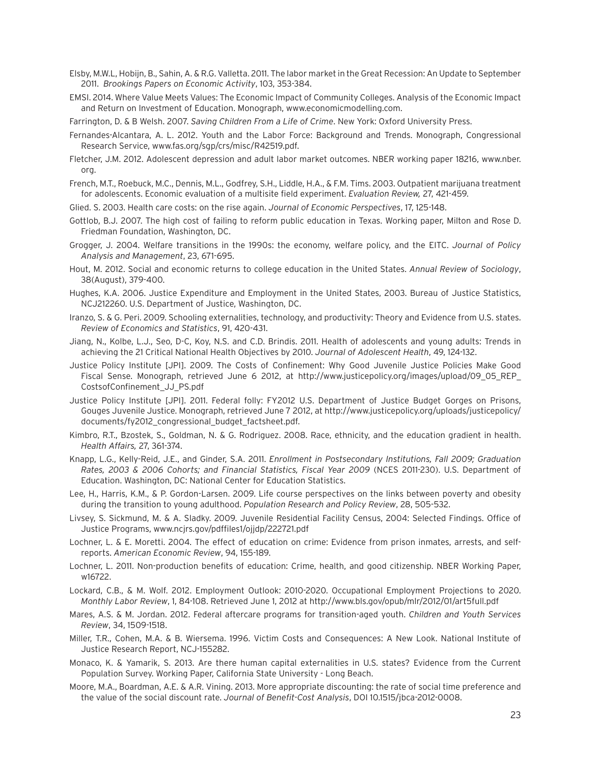Elsby, M.W.L, Hobijn, B., Sahin, A. & R.G. Valletta. 2011. The labor market in the Great Recession: An Update to September 2011. *Brookings Papers on Economic Activity*, 103, 353-384.

EMSI. 2014. Where Value Meets Values: The Economic Impact of Community Colleges. Analysis of the Economic Impact and Return on Investment of Education. Monograph, www.economicmodelling.com.

Farrington, D. & B Welsh. 2007. *Saving Children From a Life of Crime*. New York: Oxford University Press.

Fernandes-Alcantara, A. L. 2012. Youth and the Labor Force: Background and Trends. Monograph, Congressional Research Service, www.fas.org/sgp/crs/misc/R42519.pdf.

Fletcher, J.M. 2012. Adolescent depression and adult labor market outcomes. NBER working paper 18216, www.nber.org.

French, M.T., Roebuck, M.C., Dennis, M.L., Godfrey, S.H., Liddle, H.A., & F.M. Tims. 2003. Outpatient marijuana treatment for adolescents. Economic evaluation of a multisite field experiment. *Evaluation Review,* 27, 421-459.

Glied. S. 2003. Health care costs: on the rise again. *Journal of Economic Perspectives*, 17, 125-148.

Gottlob, B.J. 2007. The high cost of failing to reform public education in Texas. Working paper, Milton and Rose D. Friedman Foundation, Washington, DC.

Grogger, J. 2004. Welfare transitions in the 1990s: the economy, welfare policy, and the EITC. *Journal of Policy Analysis and Management*, 23, 671-695.

Hout, M. 2012. Social and economic returns to college education in the United States. *Annual Review of Sociology*, 38(August), 379-400.

Hughes, K.A. 2006. Justice Expenditure and Employment in the United States, 2003. Bureau of Justice Statistics, NCJ212260. U.S. Department of Justice, Washington, DC.

Iranzo, S. & G. Peri. 2009. Schooling externalities, technology, and productivity: Theory and Evidence from U.S. states. *Review of Economics and Statistics*, 91, 420-431.

Jiang, N., Kolbe, L.J., Seo, D-C, Koy, N.S. and C.D. Brindis. 2011. Health of adolescents and young adults: Trends in achieving the 21 Critical National Health Objectives by 2010. *Journal of Adolescent Health*, 49, 124-132.

Justice Policy Institute [JPI]. 2009. The Costs of Confinement: Why Good Juvenile Justice Policies Make Good Fiscal Sense. Monograph, retrieved June 6 2012, at http://www.justicepolicy.org/images/upload/09_05_REP_CostsofConfinement_JJ_PS.pdf

Justice Policy Institute [JPI]. 2011. Federal folly: FY2012 U.S. Department of Justice Budget Gorges on Prisons, Gouges Juvenile Justice. Monograph, retrieved June 7 2012, at http://www.justicepolicy.org/uploads/justicepolicy/documents/fy2012_congressional_budget_factsheet.pdf.

Kimbro, R.T., Bzostek, S., Goldman, N. & G. Rodriguez. 2008. Race, ethnicity, and the education gradient in health. *Health Affairs,* 27, 361-374.

Knapp, L.G., Kelly-Reid, J.E., and Ginder, S.A. 2011. *Enrollment in Postsecondary Institutions, Fall 2009; Graduation Rates, 2003 & 2006 Cohorts; and Financial Statistics, Fiscal Year 2009* (NCES 2011-230). U.S. Department of Education. Washington, DC: National Center for Education Statistics.

Lee, H., Harris, K.M., & P. Gordon-Larsen. 2009. Life course perspectives on the links between poverty and obesity during the transition to young adulthood. *Population Research and Policy Review*, 28, 505-532.

Livsey, S. Sickmund, M. & A. Sladky. 2009. Juvenile Residential Facility Census, 2004: Selected Findings. Office of Justice Programs, www.ncjrs.gov/pdffiles1/ojjdp/222721.pdf

Lochner, L. & E. Moretti. 2004. The effect of education on crime: Evidence from prison inmates, arrests, and self-reports. *American Economic Review*, 94, 155-189.

Lochner, L. 2011. Non-production benefits of education: Crime, health, and good citizenship. NBER Working Paper, w16722.

Lockard, C.B., & M. Wolf. 2012. Employment Outlook: 2010-2020. Occupational Employment Projections to 2020. *Monthly Labor Review*, 1, 84-108. Retrieved June 1, 2012 at http://www.bls.gov/opub/mlr/2012/01/art5full.pdf

Mares, A.S. & M. Jordan. 2012. Federal aftercare programs for transition-aged youth. *Children and Youth Services Review*, 34, 1509-1518.

Miller, T.R., Cohen, M.A. & B. Wiersema. 1996. Victim Costs and Consequences: A New Look. National Institute of Justice Research Report, NCJ-155282.

Monaco, K. & Yamarik, S. 2013. Are there human capital externalities in U.S. states? Evidence from the Current Population Survey. Working Paper, California State University - Long Beach.

Moore, M.A., Boardman, A.E. & A.R. Vining. 2013. More appropriate discounting: the rate of social time preference and the value of the social discount rate. *Journal of Benefit-Cost Analysis*, DOI 10.1515/jbca-2012-0008.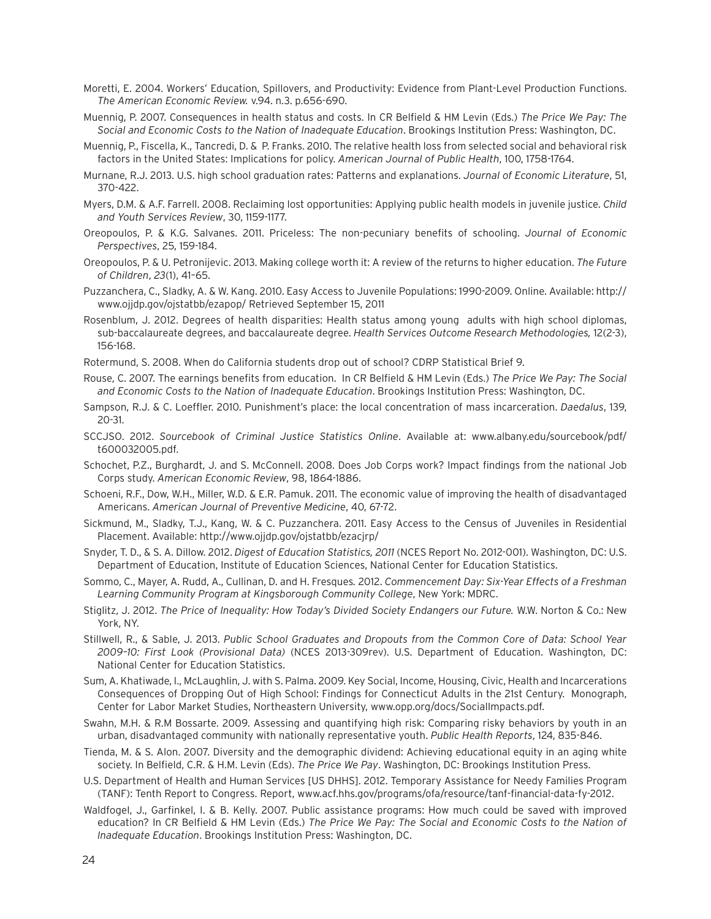Moretti, E. 2004. Workers' Education, Spillovers, and Productivity: Evidence from Plant-Level Production Functions. *The American Economic Review.* v.94. n.3. p.656-690.

Muennig, P. 2007. Consequences in health status and costs. In CR Belfield & HM Levin (Eds.) *The Price We Pay: The Social and Economic Costs to the Nation of Inadequate Education*. Brookings Institution Press: Washington, DC.

Muennig, P., Fiscella, K., Tancredi, D. & P. Franks. 2010. The relative health loss from selected social and behavioral risk factors in the United States: Implications for policy. *American Journal of Public Health*, 100, 1758-1764.

Murnane, R.J. 2013. U.S. high school graduation rates: Patterns and explanations. *Journal of Economic Literature*, 51, 370-422.

Myers, D.M. & A.F. Farrell. 2008. Reclaiming lost opportunities: Applying public health models in juvenile justice. *Child and Youth Services Review*, 30, 1159-1177.

Oreopoulos, P. & K.G. Salvanes. 2011. Priceless: The non-pecuniary benefits of schooling. *Journal of Economic Perspectives*, 25, 159-184.

Oreopoulos, P. & U. Petronijevic. 2013. Making college worth it: A review of the returns to higher education. *The Future of Children*, *23*(1), 41–65.

Puzzanchera, C., Sladky, A. & W. Kang. 2010. Easy Access to Juvenile Populations: 1990-2009. Online. Available: http://www.ojjdp.gov/ojstatbb/ezapop/ Retrieved September 15, 2011

Rosenblum, J. 2012. Degrees of health disparities: Health status among young adults with high school diplomas, sub-baccalaureate degrees, and baccalaureate degree. *Health Services Outcome Research Methodologies,* 12(2-3), 156-168.

Rotermund, S. 2008. When do California students drop out of school? CDRP Statistical Brief 9.

Rouse, C. 2007. The earnings benefits from education. In CR Belfield & HM Levin (Eds.) *The Price We Pay: The Social and Economic Costs to the Nation of Inadequate Education*. Brookings Institution Press: Washington, DC.

Sampson, R.J. & C. Loeffler. 2010. Punishment's place: the local concentration of mass incarceration. *Daedalus*, 139, 20-31.

SCCJSO. 2012. *Sourcebook of Criminal Justice Statistics Online*. Available at: www.albany.edu/sourcebook/pdf/t600032005.pdf.

Schochet, P.Z., Burghardt, J. and S. McConnell. 2008. Does Job Corps work? Impact findings from the national Job Corps study. *American Economic Review*, 98, 1864-1886.

Schoeni, R.F., Dow, W.H., Miller, W.D. & E.R. Pamuk. 2011. The economic value of improving the health of disadvantaged Americans. *American Journal of Preventive Medicine*, 40, 67-72.

Sickmund, M., Sladky, T.J., Kang, W. & C. Puzzanchera. 2011. Easy Access to the Census of Juveniles in Residential Placement. Available: http://www.ojjdp.gov/ojstatbb/ezacjrp/

Snyder, T. D., & S. A. Dillow. 2012. *Digest of Education Statistics, 2011* (NCES Report No. 2012-001). Washington, DC: U.S. Department of Education, Institute of Education Sciences, National Center for Education Statistics.

Sommo, C., Mayer, A. Rudd, A., Cullinan, D. and H. Fresques. 2012. *Commencement Day: Six-Year Effects of a Freshman Learning Community Program at Kingsborough Community College*, New York: MDRC.

Stiglitz, J. 2012. *The Price of Inequality: How Today's Divided Society Endangers our Future.* W.W. Norton & Co.: New York, NY.

Stillwell, R., & Sable, J. 2013. *Public School Graduates and Dropouts from the Common Core of Data: School Year 2009–10: First Look (Provisional Data)* (NCES 2013-309rev). U.S. Department of Education. Washington, DC: National Center for Education Statistics.

Sum, A. Khatiwade, I., McLaughlin, J. with S. Palma. 2009. Key Social, Income, Housing, Civic, Health and Incarcerations Consequences of Dropping Out of High School: Findings for Connecticut Adults in the 21st Century. Monograph, Center for Labor Market Studies, Northeastern University, www.opp.org/docs/SocialImpacts.pdf.

Swahn, M.H. & R.M Bossarte. 2009. Assessing and quantifying high risk: Comparing risky behaviors by youth in an urban, disadvantaged community with nationally representative youth. *Public Health Reports*, 124, 835-846.

Tienda, M. & S. Alon. 2007. Diversity and the demographic dividend: Achieving educational equity in an aging white society. In Belfield, C.R. & H.M. Levin (Eds). *The Price We Pay*. Washington, DC: Brookings Institution Press.

U.S. Department of Health and Human Services [US DHHS]. 2012. Temporary Assistance for Needy Families Program (TANF): Tenth Report to Congress. Report, www.acf.hhs.gov/programs/ofa/resource/tanf-financial-data-fy-2012.

Waldfogel, J., Garfinkel, I. & B. Kelly. 2007. Public assistance programs: How much could be saved with improved education? In CR Belfield & HM Levin (Eds.) *The Price We Pay: The Social and Economic Costs to the Nation of Inadequate Education*. Brookings Institution Press: Washington, DC.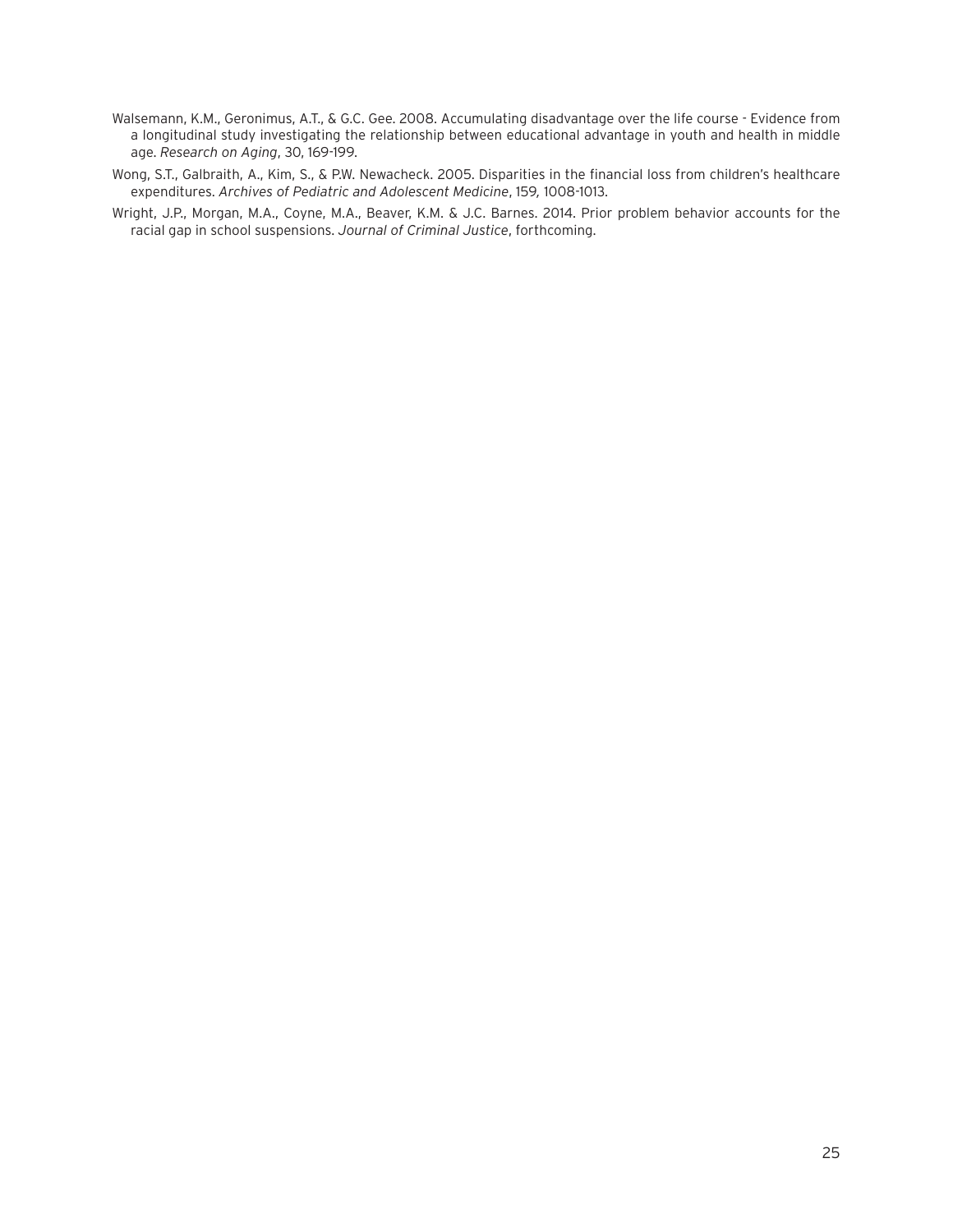Walsemann, K.M., Geronimus, A.T., & G.C. Gee. 2008. Accumulating disadvantage over the life course - Evidence from a longitudinal study investigating the relationship between educational advantage in youth and health in middle age. *Research on Aging*, 30, 169-199.

Wong, S.T., Galbraith, A., Kim, S., & P.W. Newacheck. 2005. Disparities in the financial loss from children's healthcare expenditures. *Archives of Pediatric and Adolescent Medicine*, 159, 1008-1013.

Wright, J.P., Morgan, M.A., Coyne, M.A., Beaver, K.M. & J.C. Barnes. 2014. Prior problem behavior accounts for the racial gap in school suspensions. *Journal of Criminal Justice*, forthcoming.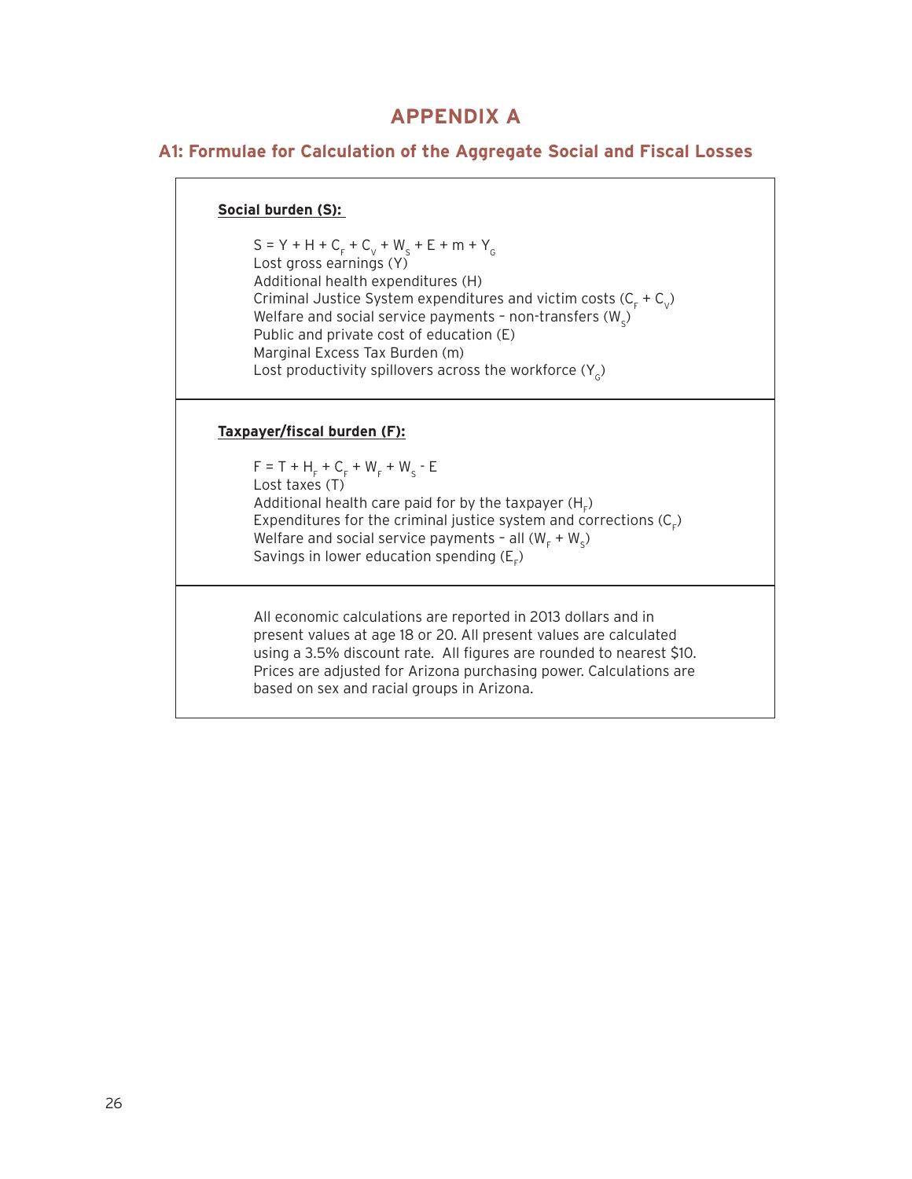# APPENDIX A

## A1: Formulae for Calculation of the Aggregate Social and Fiscal Losses

**Social burden (S):**

$S = Y + H + C_F + C_V + W_S + E + m + Y_G$

Lost gross earnings (Y)

Additional health expenditures (H)

Criminal Justice System expenditures and victim costs ($C_F + C_V$)

Welfare and social service payments – non-transfers ($W_S$)

Public and private cost of education (E)

Marginal Excess Tax Burden (m)

Lost productivity spillovers across the workforce ($Y_G$)

**Taxpayer/fiscal burden (F):**

$F = T + H_F + C_F + W_F + W_S - E$

Lost taxes (T)

Additional health care paid for by the taxpayer ($H_F$)

Expenditures for the criminal justice system and corrections ($C_F$)

Welfare and social service payments – all ($W_F + W_S$)

Savings in lower education spending ($E_F$)

All economic calculations are reported in 2013 dollars and in present values at age 18 or 20. All present values are calculated using a 3.5% discount rate. All figures are rounded to nearest $10. Prices are adjusted for Arizona purchasing power. Calculations are based on sex and racial groups in Arizona.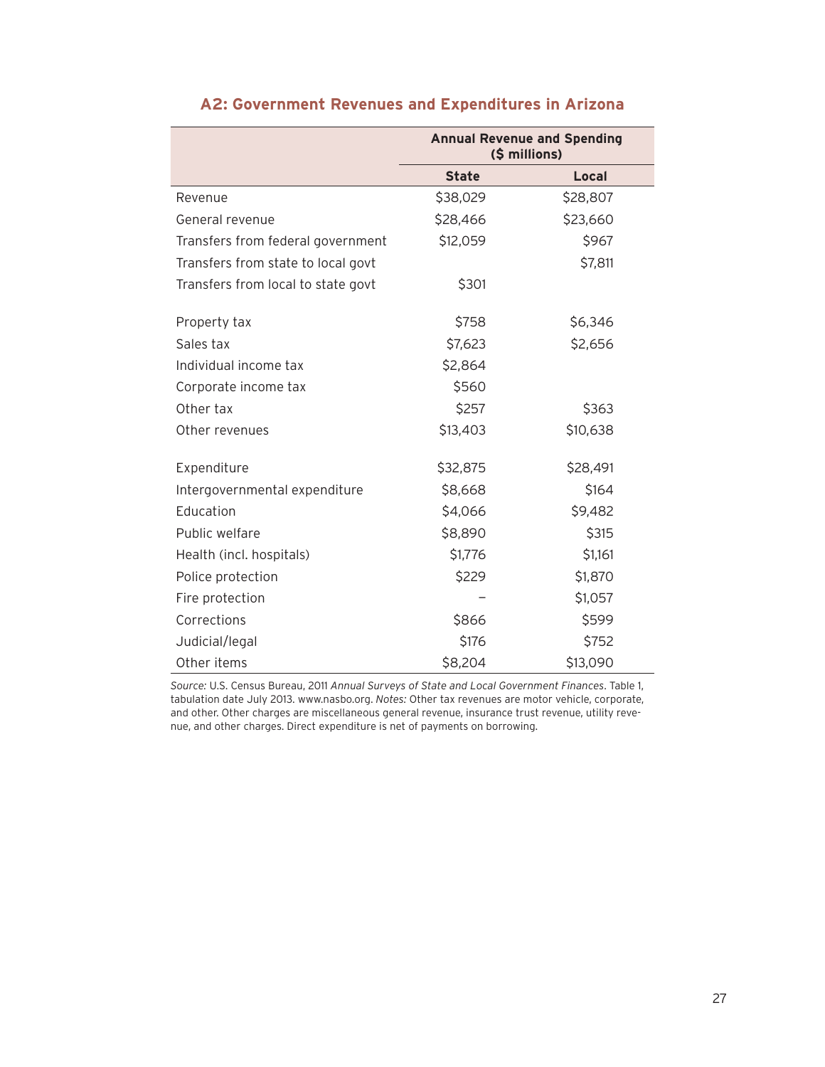## A2: Government Revenues and Expenditures in Arizona

| | Annual Revenue and Spending ($ millions) | |
|---|---|---|
| | **State** | **Local** |
| Revenue | $38,029 | $28,807 |
| General revenue | $28,466 | $23,660 |
| Transfers from federal government | $12,059 | $967 |
| Transfers from state to local govt | | $7,811 |
| Transfers from local to state govt | $301 | |
| | | |
| Property tax | $758 | $6,346 |
| Sales tax | $7,623 | $2,656 |
| Individual income tax | $2,864 | |
| Corporate income tax | $560 | |
| Other tax | $257 | $363 |
| Other revenues | $13,403 | $10,638 |
| | | |
| Expenditure | $32,875 | $28,491 |
| Intergovernmental expenditure | $8,668 | $164 |
| Education | $4,066 | $9,482 |
| Public welfare | $8,890 | $315 |
| Health (incl. hospitals) | $1,776 | $1,161 |
| Police protection | $229 | $1,870 |
| Fire protection | – | $1,057 |
| Corrections | $866 | $599 |
| Judicial/legal | $176 | $752 |
| Other items | $8,204 | $13,090 |

*Source:* U.S. Census Bureau, 2011 *Annual Surveys of State and Local Government Finances*. Table 1, tabulation date July 2013. www.nasbo.org. *Notes:* Other tax revenues are motor vehicle, corporate, and other. Other charges are miscellaneous general revenue, insurance trust revenue, utility revenue, and other charges. Direct expenditure is net of payments on borrowing.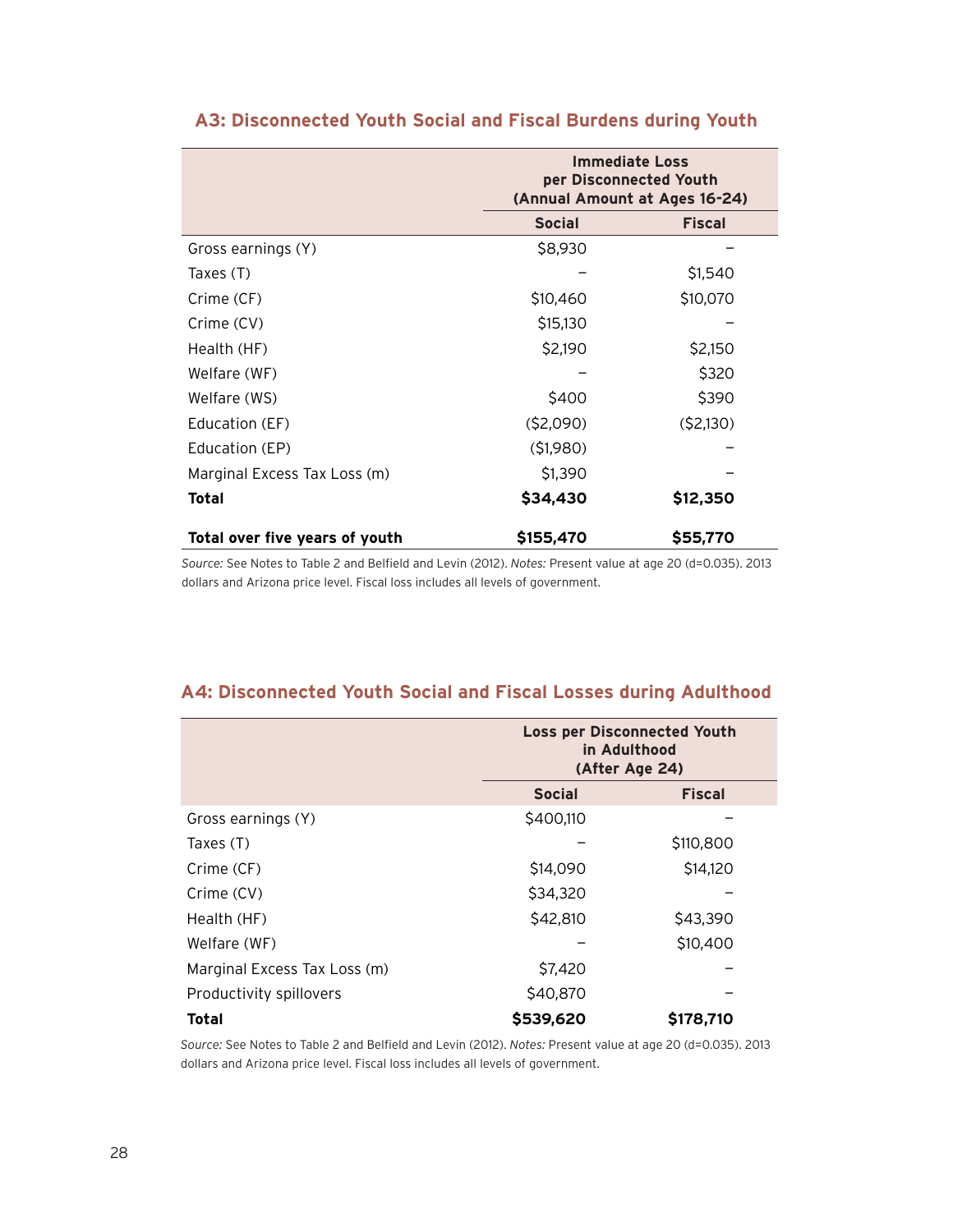## A3: Disconnected Youth Social and Fiscal Burdens during Youth

| | Immediate Loss per Disconnected Youth (Annual Amount at Ages 16-24) | |
|---|---|---|
| | **Social** | **Fiscal** |
| Gross earnings (Y) | $8,930 | – |
| Taxes (T) | – | $1,540 |
| Crime (CF) | $10,460 | $10,070 |
| Crime (CV) | $15,130 | – |
| Health (HF) | $2,190 | $2,150 |
| Welfare (WF) | – | $320 |
| Welfare (WS) | $400 | $390 |
| Education (EF) | ($2,090) | ($2,130) |
| Education (EP) | ($1,980) | – |
| Marginal Excess Tax Loss (m) | $1,390 | – |
| **Total** | **$34,430** | **$12,350** |
| **Total over five years of youth** | **$155,470** | **$55,770** |

*Source:* See Notes to Table 2 and Belfield and Levin (2012). *Notes:* Present value at age 20 (d=0.035). 2013 dollars and Arizona price level. Fiscal loss includes all levels of government.

## A4: Disconnected Youth Social and Fiscal Losses during Adulthood

| | Loss per Disconnected Youth in Adulthood (After Age 24) | |
|---|---|---|
| | **Social** | **Fiscal** |
| Gross earnings (Y) | $400,110 | – |
| Taxes (T) | – | $110,800 |
| Crime (CF) | $14,090 | $14,120 |
| Crime (CV) | $34,320 | – |
| Health (HF) | $42,810 | $43,390 |
| Welfare (WF) | – | $10,400 |
| Marginal Excess Tax Loss (m) | $7,420 | – |
| Productivity spillovers | $40,870 | – |
| **Total** | **$539,620** | **$178,710** |

*Source:* See Notes to Table 2 and Belfield and Levin (2012). *Notes:* Present value at age 20 (d=0.035). 2013 dollars and Arizona price level. Fiscal loss includes all levels of government.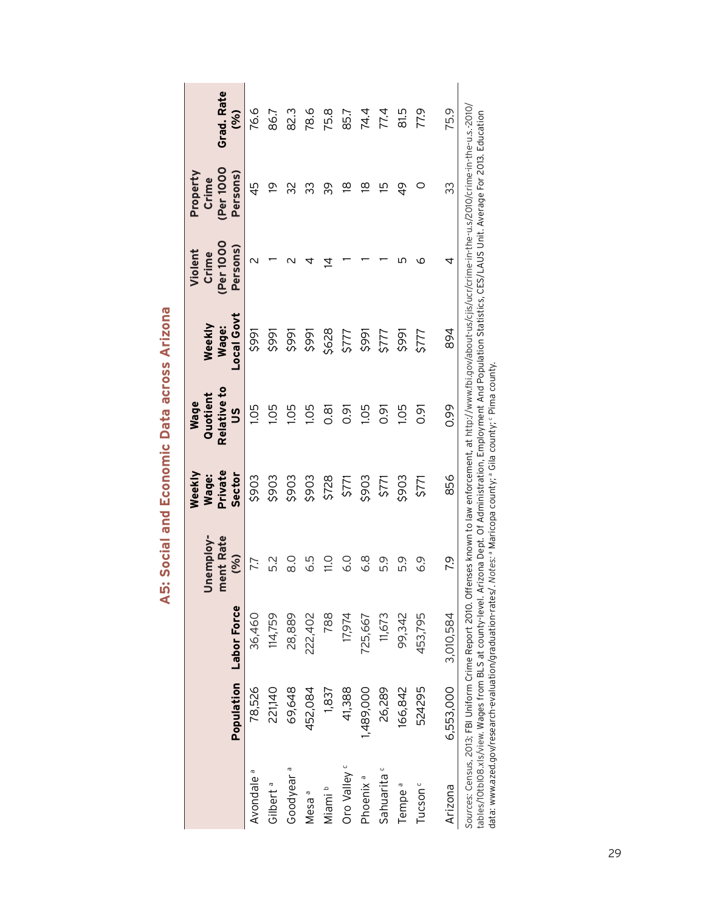## A5: Social and Economic Data across Arizona

| | Population | Labor Force | Unemploy-ment Rate (%) | Weekly Wage: Private Sector | Wage Quotient Relative to US | Weekly Wage: Local Govt | Violent Crime (Per 1000 Persons) | Property Crime (Per 1000 Persons) | Grad. Rate (%) |
|---|---|---|---|---|---|---|---|---|---|
| Avondale [a] | 78,526 | 36,460 | 7.7 | $903 | 1.05 | $991 | 2 | 45 | 76.6 |
| Gilbert [a] | 221,140 | 114,759 | 5.2 | $903 | 1.05 | $991 | 1 | 19 | 86.7 |
| Goodyear [a] | 69,648 | 28,889 | 8.0 | $903 | 1.05 | $991 | 2 | 32 | 82.3 |
| Mesa [a] | 452,084 | 222,402 | 6.5 | $903 | 1.05 | $991 | 4 | 33 | 78.6 |
| Miami [b] | 1,837 | 788 | 11.0 | $728 | 0.81 | $628 | 14 | 39 | 75.8 |
| Oro Valley [c] | 41,388 | 17,974 | 6.0 | $771 | 0.91 | $777 | 1 | 18 | 85.7 |
| Phoenix [a] | 1,489,000 | 725,667 | 6.8 | $903 | 1.05 | $991 | 1 | 18 | 74.4 |
| Sahuarita [c] | 26,289 | 11,673 | 5.9 | $771 | 0.91 | $777 | 1 | 15 | 77.4 |
| Tempe [a] | 166,842 | 99,342 | 5.9 | $903 | 1.05 | $991 | 5 | 49 | 81.5 |
| Tucson [c] | 524295 | 453,795 | 6.9 | $771 | 0.91 | $777 | 6 | 0 | 77.9 |
| Arizona | 6,553,000 | 3,010,584 | 7.9 | 856 | 0.99 | 894 | 4 | 33 | 75.9 |

*Sources:* Census, 2013; FBI Uniform Crime Report 2010. Offenses known to law enforcement, at http://www.fbi.gov/about-us/cjis/ucr/crime-in-the-u.s/2010/crime-in-the-u.s.-2010/tables/10tbl08.xls/view. Wages from BLS at county-level. Arizona Dept. Of Administration, Employment And Population Statistics, CES/LAUS Unit. Average For 2013. Education data: www.azed.gov/research-evaluation/graduation-rates/. *Notes:* [a] Maricopa county; [b] Gila county; [c] Pima county.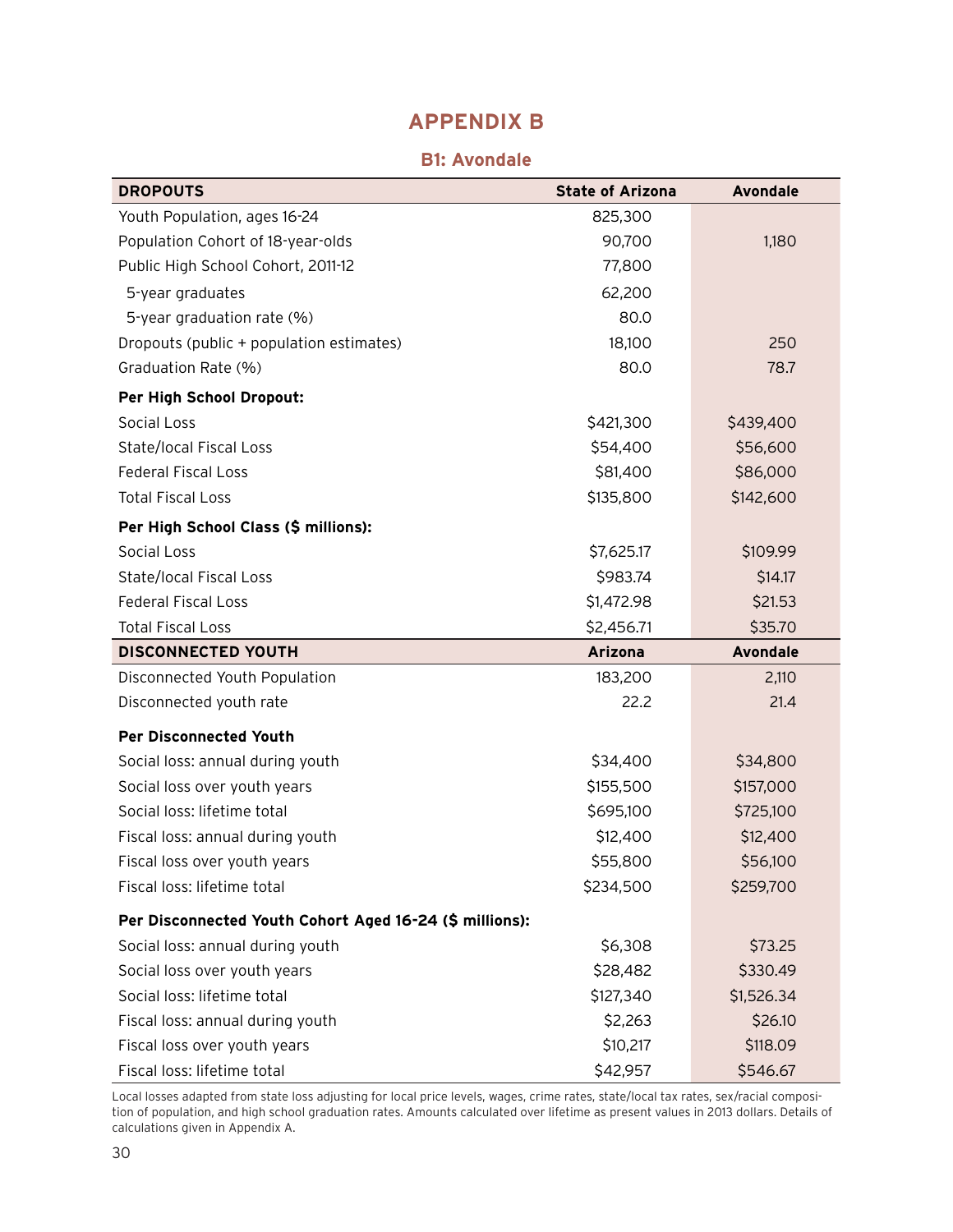# APPENDIX B

## B1: Avondale

| **DROPOUTS** | **State of Arizona** | **Avondale** |
|---|---|---|
| Youth Population, ages 16-24 | 825,300 | |
| Population Cohort of 18-year-olds | 90,700 | 1,180 |
| Public High School Cohort, 2011-12 | 77,800 | |
| 5-year graduates | 62,200 | |
| 5-year graduation rate (%) | 80.0 | |
| Dropouts (public + population estimates) | 18,100 | 250 |
| Graduation Rate (%) | 80.0 | 78.7 |
| **Per High School Dropout:** | | |
| Social Loss | $421,300 | $439,400 |
| State/local Fiscal Loss | $54,400 | $56,600 |
| Federal Fiscal Loss | $81,400 | $86,000 |
| Total Fiscal Loss | $135,800 | $142,600 |
| **Per High School Class ($ millions):** | | |
| Social Loss | $7,625.17 | $109.99 |
| State/local Fiscal Loss | $983.74 | $14.17 |
| Federal Fiscal Loss | $1,472.98 | $21.53 |
| Total Fiscal Loss | $2,456.71 | $35.70 |
| **DISCONNECTED YOUTH** | **Arizona** | **Avondale** |
| Disconnected Youth Population | 183,200 | 2,110 |
| Disconnected youth rate | 22.2 | 21.4 |
| **Per Disconnected Youth** | | |
| Social loss: annual during youth | $34,400 | $34,800 |
| Social loss over youth years | $155,500 | $157,000 |
| Social loss: lifetime total | $695,100 | $725,100 |
| Fiscal loss: annual during youth | $12,400 | $12,400 |
| Fiscal loss over youth years | $55,800 | $56,100 |
| Fiscal loss: lifetime total | $234,500 | $259,700 |
| **Per Disconnected Youth Cohort Aged 16-24 ($ millions):** | | |
| Social loss: annual during youth | $6,308 | $73.25 |
| Social loss over youth years | $28,482 | $330.49 |
| Social loss: lifetime total | $127,340 | $1,526.34 |
| Fiscal loss: annual during youth | $2,263 | $26.10 |
| Fiscal loss over youth years | $10,217 | $118.09 |
| Fiscal loss: lifetime total | $42,957 | $546.67 |

Local losses adapted from state loss adjusting for local price levels, wages, crime rates, state/local tax rates, sex/racial composition of population, and high school graduation rates. Amounts calculated over lifetime as present values in 2013 dollars. Details of calculations given in Appendix A.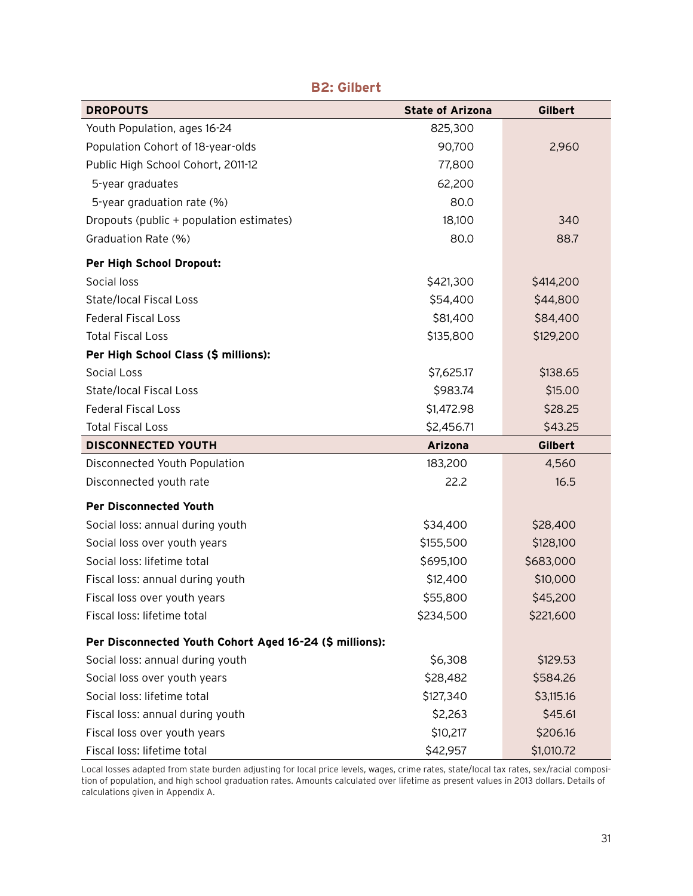## B2: Gilbert

| DROPOUTS | State of Arizona | Gilbert |
|---|---|---|
| Youth Population, ages 16-24 | 825,300 | |
| Population Cohort of 18-year-olds | 90,700 | 2,960 |
| Public High School Cohort, 2011-12 | 77,800 | |
| 5-year graduates | 62,200 | |
| 5-year graduation rate (%) | 80.0 | |
| Dropouts (public + population estimates) | 18,100 | 340 |
| Graduation Rate (%) | 80.0 | 88.7 |
| **Per High School Dropout:** | | |
| Social loss | $421,300 | $414,200 |
| State/local Fiscal Loss | $54,400 | $44,800 |
| Federal Fiscal Loss | $81,400 | $84,400 |
| Total Fiscal Loss | $135,800 | $129,200 |
| **Per High School Class ($ millions):** | | |
| Social Loss | $7,625.17 | $138.65 |
| State/local Fiscal Loss | $983.74 | $15.00 |
| Federal Fiscal Loss | $1,472.98 | $28.25 |
| Total Fiscal Loss | $2,456.71 | $43.25 |
| **DISCONNECTED YOUTH** | **Arizona** | **Gilbert** |
| Disconnected Youth Population | 183,200 | 4,560 |
| Disconnected youth rate | 22.2 | 16.5 |
| **Per Disconnected Youth** | | |
| Social loss: annual during youth | $34,400 | $28,400 |
| Social loss over youth years | $155,500 | $128,100 |
| Social loss: lifetime total | $695,100 | $683,000 |
| Fiscal loss: annual during youth | $12,400 | $10,000 |
| Fiscal loss over youth years | $55,800 | $45,200 |
| Fiscal loss: lifetime total | $234,500 | $221,600 |
| **Per Disconnected Youth Cohort Aged 16-24 ($ millions):** | | |
| Social loss: annual during youth | $6,308 | $129.53 |
| Social loss over youth years | $28,482 | $584.26 |
| Social loss: lifetime total | $127,340 | $3,115.16 |
| Fiscal loss: annual during youth | $2,263 | $45.61 |
| Fiscal loss over youth years | $10,217 | $206.16 |
| Fiscal loss: lifetime total | $42,957 | $1,010.72 |

Local losses adapted from state burden adjusting for local price levels, wages, crime rates, state/local tax rates, sex/racial composition of population, and high school graduation rates. Amounts calculated over lifetime as present values in 2013 dollars. Details of calculations given in Appendix A.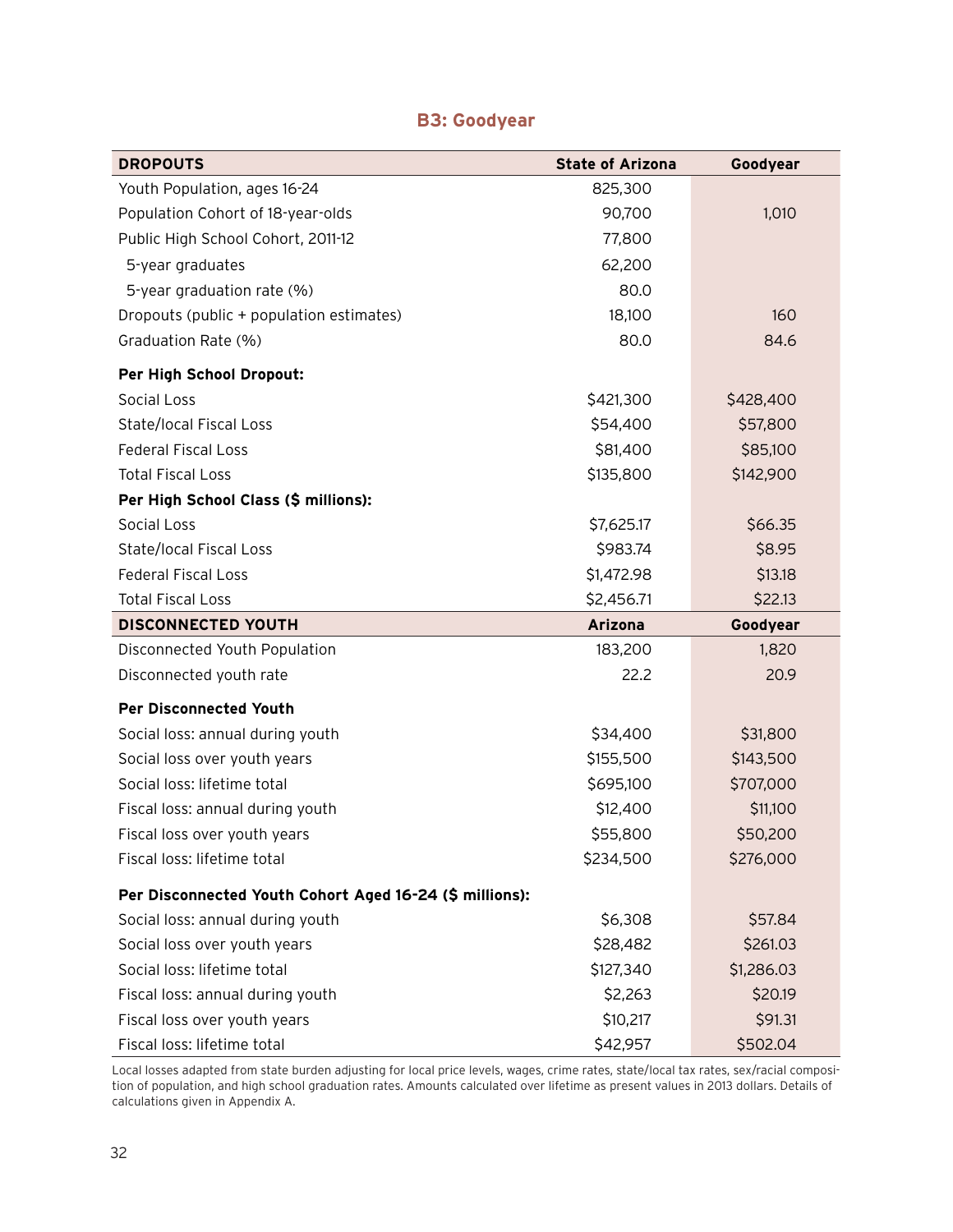## B3: Goodyear

| DROPOUTS | State of Arizona | Goodyear |
|---|---|---|
| Youth Population, ages 16-24 | 825,300 | |
| Population Cohort of 18-year-olds | 90,700 | 1,010 |
| Public High School Cohort, 2011-12 | 77,800 | |
| 5-year graduates | 62,200 | |
| 5-year graduation rate (%) | 80.0 | |
| Dropouts (public + population estimates) | 18,100 | 160 |
| Graduation Rate (%) | 80.0 | 84.6 |
| **Per High School Dropout:** | | |
| Social Loss | $421,300 | $428,400 |
| State/local Fiscal Loss | $54,400 | $57,800 |
| Federal Fiscal Loss | $81,400 | $85,100 |
| Total Fiscal Loss | $135,800 | $142,900 |
| **Per High School Class ($ millions):** | | |
| Social Loss | $7,625.17 | $66.35 |
| State/local Fiscal Loss | $983.74 | $8.95 |
| Federal Fiscal Loss | $1,472.98 | $13.18 |
| Total Fiscal Loss | $2,456.71 | $22.13 |
| **DISCONNECTED YOUTH** | **Arizona** | **Goodyear** |
| Disconnected Youth Population | 183,200 | 1,820 |
| Disconnected youth rate | 22.2 | 20.9 |
| **Per Disconnected Youth** | | |
| Social loss: annual during youth | $34,400 | $31,800 |
| Social loss over youth years | $155,500 | $143,500 |
| Social loss: lifetime total | $695,100 | $707,000 |
| Fiscal loss: annual during youth | $12,400 | $11,100 |
| Fiscal loss over youth years | $55,800 | $50,200 |
| Fiscal loss: lifetime total | $234,500 | $276,000 |
| **Per Disconnected Youth Cohort Aged 16-24 ($ millions):** | | |
| Social loss: annual during youth | $6,308 | $57.84 |
| Social loss over youth years | $28,482 | $261.03 |
| Social loss: lifetime total | $127,340 | $1,286.03 |
| Fiscal loss: annual during youth | $2,263 | $20.19 |
| Fiscal loss over youth years | $10,217 | $91.31 |
| Fiscal loss: lifetime total | $42,957 | $502.04 |

Local losses adapted from state burden adjusting for local price levels, wages, crime rates, state/local tax rates, sex/racial composition of population, and high school graduation rates. Amounts calculated over lifetime as present values in 2013 dollars. Details of calculations given in Appendix A.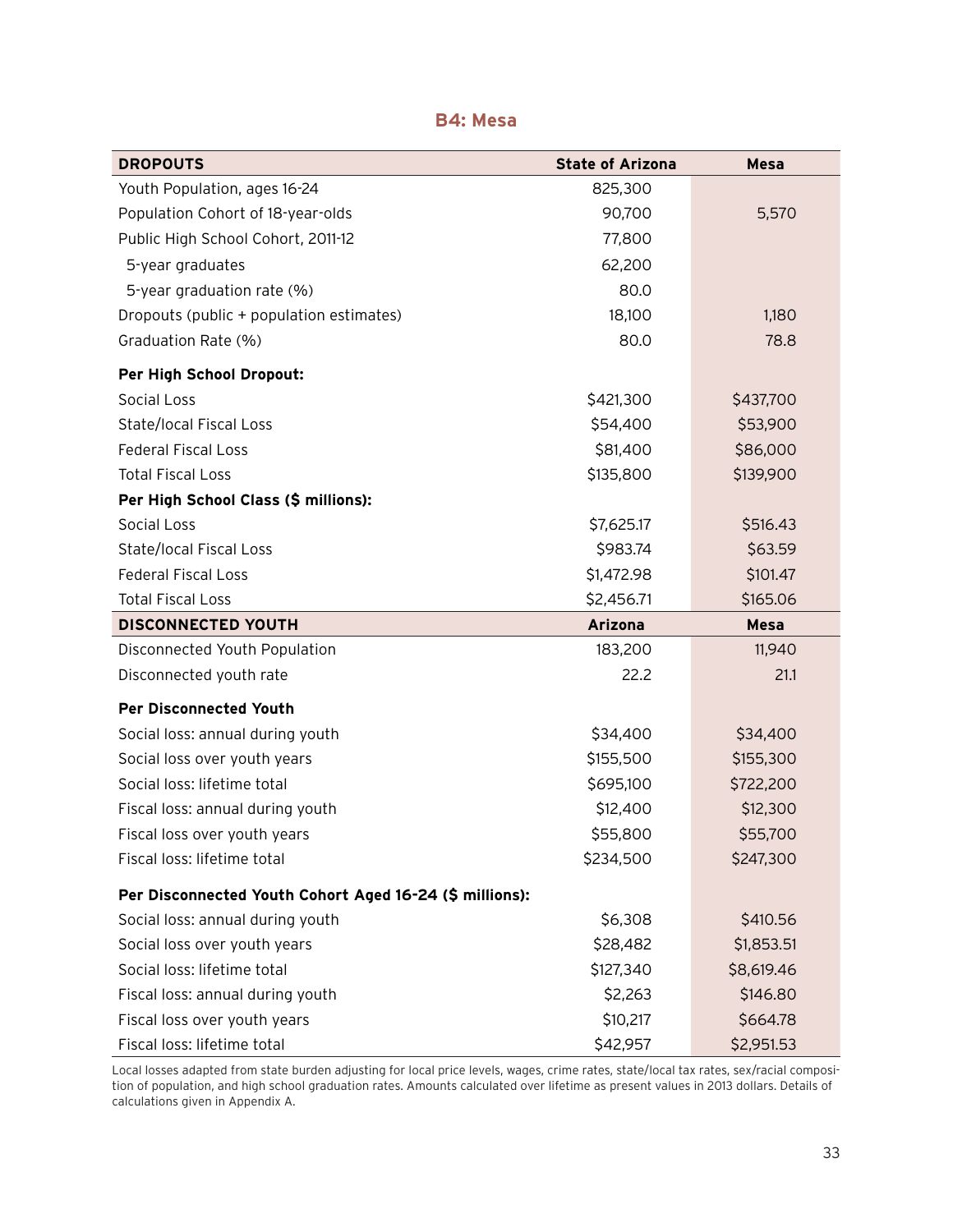### B4: Mesa

| DROPOUTS | State of Arizona | Mesa |
|---|---|---|
| Youth Population, ages 16-24 | 825,300 | |
| Population Cohort of 18-year-olds | 90,700 | 5,570 |
| Public High School Cohort, 2011-12 | 77,800 | |
| 5-year graduates | 62,200 | |
| 5-year graduation rate (%) | 80.0 | |
| Dropouts (public + population estimates) | 18,100 | 1,180 |
| Graduation Rate (%) | 80.0 | 78.8 |
| **Per High School Dropout:** | | |
| Social Loss | $421,300 | $437,700 |
| State/local Fiscal Loss | $54,400 | $53,900 |
| Federal Fiscal Loss | $81,400 | $86,000 |
| Total Fiscal Loss | $135,800 | $139,900 |
| **Per High School Class ($ millions):** | | |
| Social Loss | $7,625.17 | $516.43 |
| State/local Fiscal Loss | $983.74 | $63.59 |
| Federal Fiscal Loss | $1,472.98 | $101.47 |
| Total Fiscal Loss | $2,456.71 | $165.06 |
| **DISCONNECTED YOUTH** | **Arizona** | **Mesa** |
| Disconnected Youth Population | 183,200 | 11,940 |
| Disconnected youth rate | 22.2 | 21.1 |
| **Per Disconnected Youth** | | |
| Social loss: annual during youth | $34,400 | $34,400 |
| Social loss over youth years | $155,500 | $155,300 |
| Social loss: lifetime total | $695,100 | $722,200 |
| Fiscal loss: annual during youth | $12,400 | $12,300 |
| Fiscal loss over youth years | $55,800 | $55,700 |
| Fiscal loss: lifetime total | $234,500 | $247,300 |
| **Per Disconnected Youth Cohort Aged 16-24 ($ millions):** | | |
| Social loss: annual during youth | $6,308 | $410.56 |
| Social loss over youth years | $28,482 | $1,853.51 |
| Social loss: lifetime total | $127,340 | $8,619.46 |
| Fiscal loss: annual during youth | $2,263 | $146.80 |
| Fiscal loss over youth years | $10,217 | $664.78 |
| Fiscal loss: lifetime total | $42,957 | $2,951.53 |

Local losses adapted from state burden adjusting for local price levels, wages, crime rates, state/local tax rates, sex/racial composition of population, and high school graduation rates. Amounts calculated over lifetime as present values in 2013 dollars. Details of calculations given in Appendix A.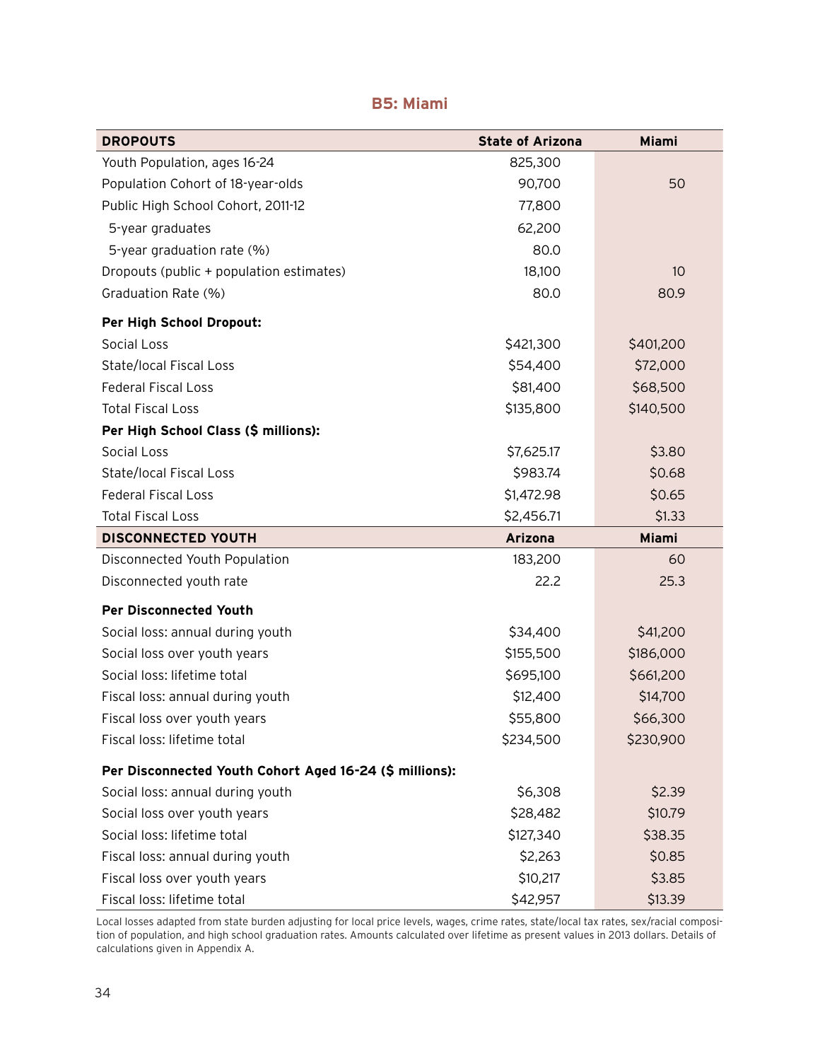## B5: Miami

| DROPOUTS | State of Arizona | Miami |
|---|---|---|
| Youth Population, ages 16-24 | 825,300 | |
| Population Cohort of 18-year-olds | 90,700 | 50 |
| Public High School Cohort, 2011-12 | 77,800 | |
| 5-year graduates | 62,200 | |
| 5-year graduation rate (%) | 80.0 | |
| Dropouts (public + population estimates) | 18,100 | 10 |
| Graduation Rate (%) | 80.0 | 80.9 |
| **Per High School Dropout:** | | |
| Social Loss | $421,300 | $401,200 |
| State/local Fiscal Loss | $54,400 | $72,000 |
| Federal Fiscal Loss | $81,400 | $68,500 |
| Total Fiscal Loss | $135,800 | $140,500 |
| **Per High School Class ($ millions):** | | |
| Social Loss | $7,625.17 | $3.80 |
| State/local Fiscal Loss | $983.74 | $0.68 |
| Federal Fiscal Loss | $1,472.98 | $0.65 |
| Total Fiscal Loss | $2,456.71 | $1.33 |
| **DISCONNECTED YOUTH** | **Arizona** | **Miami** |
| Disconnected Youth Population | 183,200 | 60 |
| Disconnected youth rate | 22.2 | 25.3 |
| **Per Disconnected Youth** | | |
| Social loss: annual during youth | $34,400 | $41,200 |
| Social loss over youth years | $155,500 | $186,000 |
| Social loss: lifetime total | $695,100 | $661,200 |
| Fiscal loss: annual during youth | $12,400 | $14,700 |
| Fiscal loss over youth years | $55,800 | $66,300 |
| Fiscal loss: lifetime total | $234,500 | $230,900 |
| **Per Disconnected Youth Cohort Aged 16-24 ($ millions):** | | |
| Social loss: annual during youth | $6,308 | $2.39 |
| Social loss over youth years | $28,482 | $10.79 |
| Social loss: lifetime total | $127,340 | $38.35 |
| Fiscal loss: annual during youth | $2,263 | $0.85 |
| Fiscal loss over youth years | $10,217 | $3.85 |
| Fiscal loss: lifetime total | $42,957 | $13.39 |

Local losses adapted from state burden adjusting for local price levels, wages, crime rates, state/local tax rates, sex/racial composition of population, and high school graduation rates. Amounts calculated over lifetime as present values in 2013 dollars. Details of calculations given in Appendix A.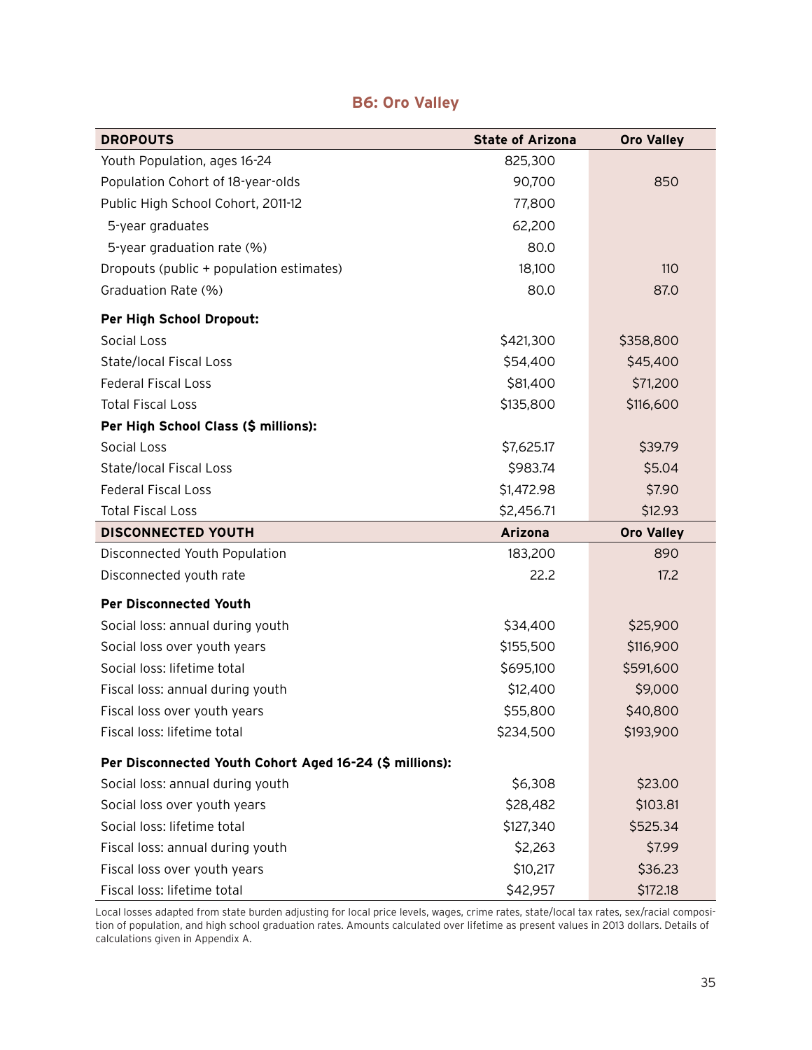## B6: Oro Valley

| DROPOUTS | State of Arizona | Oro Valley |
|---|---|---|
| Youth Population, ages 16-24 | 825,300 | |
| Population Cohort of 18-year-olds | 90,700 | 850 |
| Public High School Cohort, 2011-12 | 77,800 | |
| 5-year graduates | 62,200 | |
| 5-year graduation rate (%) | 80.0 | |
| Dropouts (public + population estimates) | 18,100 | 110 |
| Graduation Rate (%) | 80.0 | 87.0 |
| **Per High School Dropout:** | | |
| Social Loss | $421,300 | $358,800 |
| State/local Fiscal Loss | $54,400 | $45,400 |
| Federal Fiscal Loss | $81,400 | $71,200 |
| Total Fiscal Loss | $135,800 | $116,600 |
| **Per High School Class ($ millions):** | | |
| Social Loss | $7,625.17 | $39.79 |
| State/local Fiscal Loss | $983.74 | $5.04 |
| Federal Fiscal Loss | $1,472.98 | $7.90 |
| Total Fiscal Loss | $2,456.71 | $12.93 |
| **DISCONNECTED YOUTH** | **Arizona** | **Oro Valley** |
| Disconnected Youth Population | 183,200 | 890 |
| Disconnected youth rate | 22.2 | 17.2 |
| **Per Disconnected Youth** | | |
| Social loss: annual during youth | $34,400 | $25,900 |
| Social loss over youth years | $155,500 | $116,900 |
| Social loss: lifetime total | $695,100 | $591,600 |
| Fiscal loss: annual during youth | $12,400 | $9,000 |
| Fiscal loss over youth years | $55,800 | $40,800 |
| Fiscal loss: lifetime total | $234,500 | $193,900 |
| **Per Disconnected Youth Cohort Aged 16-24 ($ millions):** | | |
| Social loss: annual during youth | $6,308 | $23.00 |
| Social loss over youth years | $28,482 | $103.81 |
| Social loss: lifetime total | $127,340 | $525.34 |
| Fiscal loss: annual during youth | $2,263 | $7.99 |
| Fiscal loss over youth years | $10,217 | $36.23 |
| Fiscal loss: lifetime total | $42,957 | $172.18 |

Local losses adapted from state burden adjusting for local price levels, wages, crime rates, state/local tax rates, sex/racial composition of population, and high school graduation rates. Amounts calculated over lifetime as present values in 2013 dollars. Details of calculations given in Appendix A.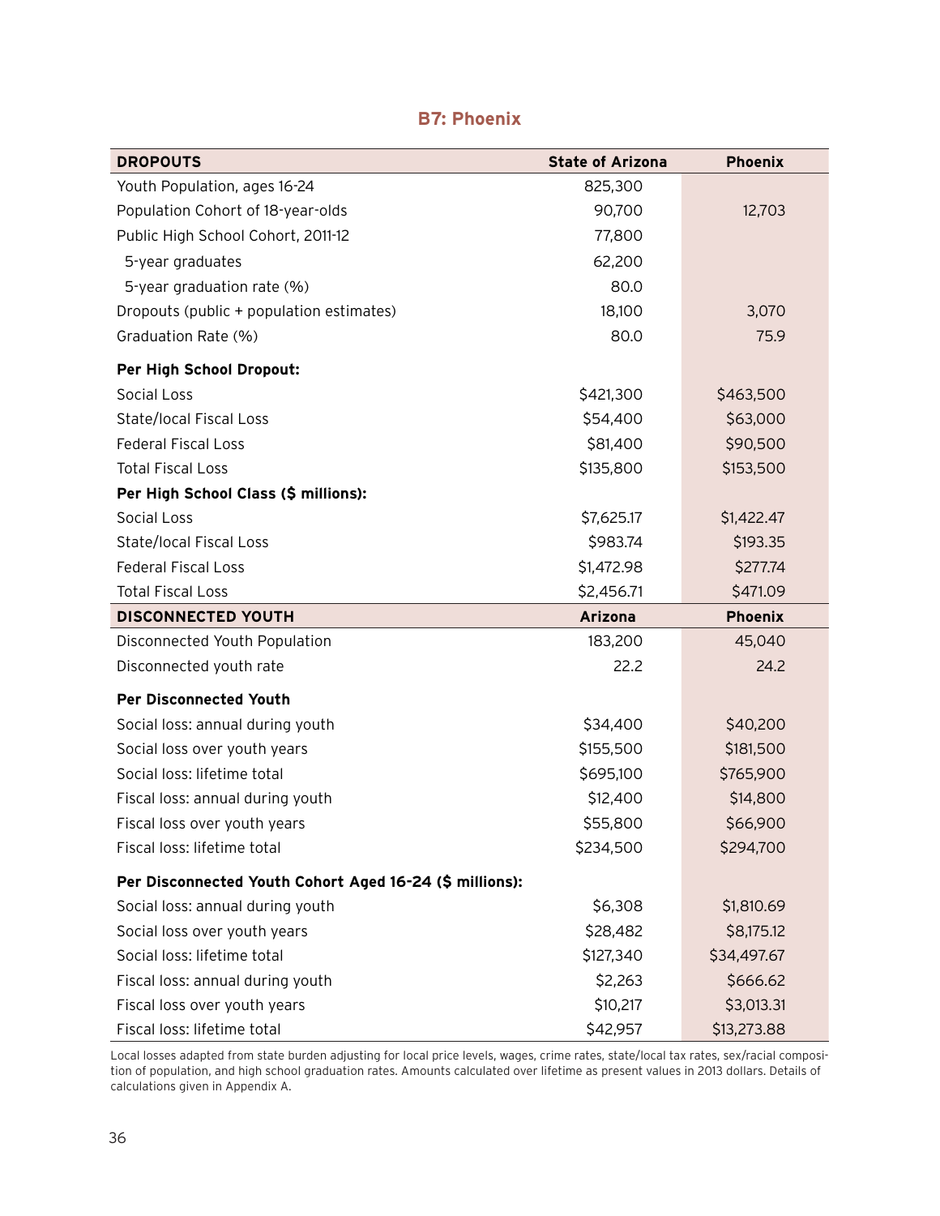## B7: Phoenix

| DROPOUTS | State of Arizona | Phoenix |
|---|---|---|
| Youth Population, ages 16-24 | 825,300 | |
| Population Cohort of 18-year-olds | 90,700 | 12,703 |
| Public High School Cohort, 2011-12 | 77,800 | |
| 5-year graduates | 62,200 | |
| 5-year graduation rate (%) | 80.0 | |
| Dropouts (public + population estimates) | 18,100 | 3,070 |
| Graduation Rate (%) | 80.0 | 75.9 |
| **Per High School Dropout:** | | |
| Social Loss | $421,300 | $463,500 |
| State/local Fiscal Loss | $54,400 | $63,000 |
| Federal Fiscal Loss | $81,400 | $90,500 |
| Total Fiscal Loss | $135,800 | $153,500 |
| **Per High School Class ($ millions):** | | |
| Social Loss | $7,625.17 | $1,422.47 |
| State/local Fiscal Loss | $983.74 | $193.35 |
| Federal Fiscal Loss | $1,472.98 | $277.74 |
| Total Fiscal Loss | $2,456.71 | $471.09 |
| **DISCONNECTED YOUTH** | **Arizona** | **Phoenix** |
| Disconnected Youth Population | 183,200 | 45,040 |
| Disconnected youth rate | 22.2 | 24.2 |
| **Per Disconnected Youth** | | |
| Social loss: annual during youth | $34,400 | $40,200 |
| Social loss over youth years | $155,500 | $181,500 |
| Social loss: lifetime total | $695,100 | $765,900 |
| Fiscal loss: annual during youth | $12,400 | $14,800 |
| Fiscal loss over youth years | $55,800 | $66,900 |
| Fiscal loss: lifetime total | $234,500 | $294,700 |
| **Per Disconnected Youth Cohort Aged 16-24 ($ millions):** | | |
| Social loss: annual during youth | $6,308 | $1,810.69 |
| Social loss over youth years | $28,482 | $8,175.12 |
| Social loss: lifetime total | $127,340 | $34,497.67 |
| Fiscal loss: annual during youth | $2,263 | $666.62 |
| Fiscal loss over youth years | $10,217 | $3,013.31 |
| Fiscal loss: lifetime total | $42,957 | $13,273.88 |

Local losses adapted from state burden adjusting for local price levels, wages, crime rates, state/local tax rates, sex/racial composition of population, and high school graduation rates. Amounts calculated over lifetime as present values in 2013 dollars. Details of calculations given in Appendix A.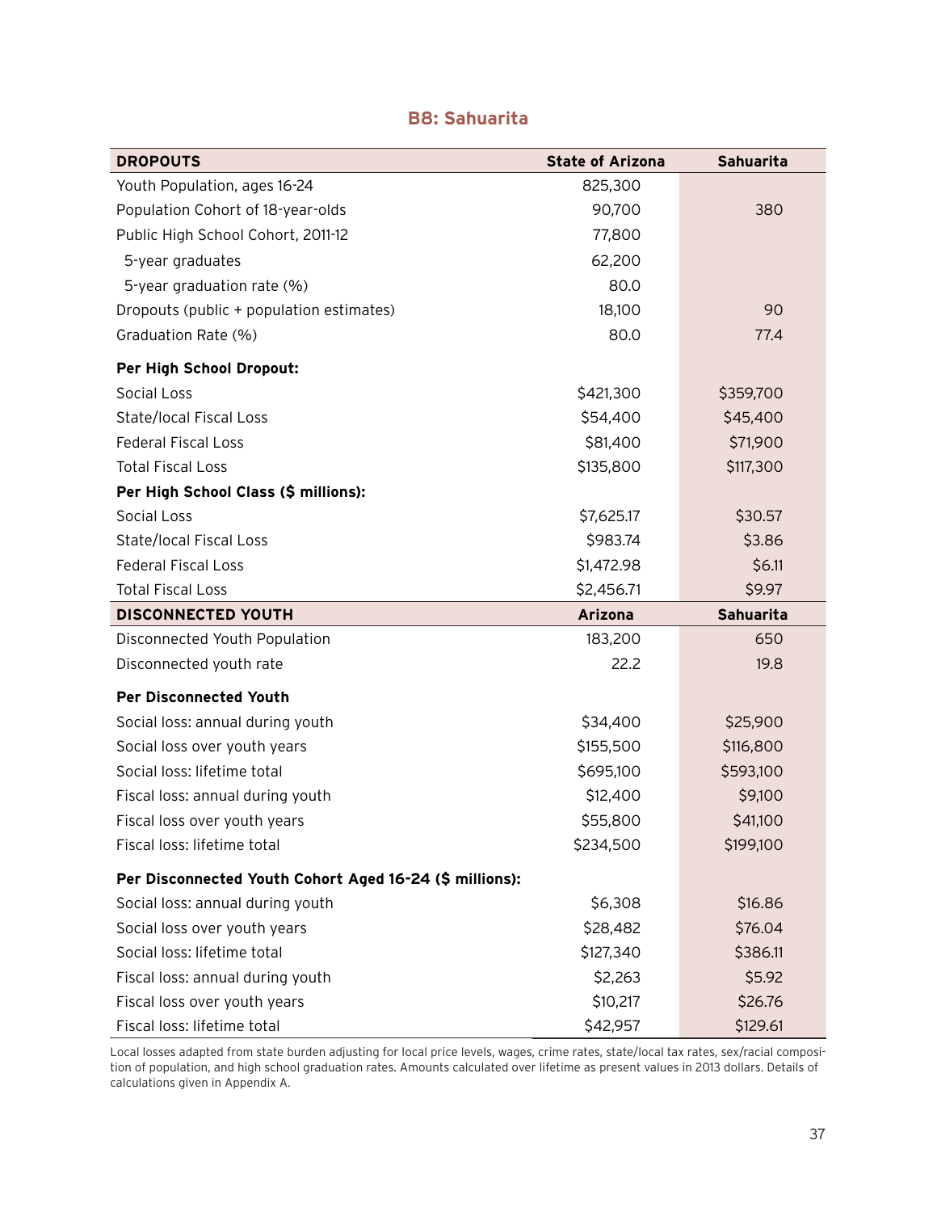## B8: Sahuarita

| DROPOUTS | State of Arizona | Sahuarita |
|---|---|---|
| Youth Population, ages 16-24 | 825,300 | |
| Population Cohort of 18-year-olds | 90,700 | 380 |
| Public High School Cohort, 2011-12 | 77,800 | |
| 5-year graduates | 62,200 | |
| 5-year graduation rate (%) | 80.0 | |
| Dropouts (public + population estimates) | 18,100 | 90 |
| Graduation Rate (%) | 80.0 | 77.4 |
| **Per High School Dropout:** | | |
| Social Loss | $421,300 | $359,700 |
| State/local Fiscal Loss | $54,400 | $45,400 |
| Federal Fiscal Loss | $81,400 | $71,900 |
| Total Fiscal Loss | $135,800 | $117,300 |
| **Per High School Class ($ millions):** | | |
| Social Loss | $7,625.17 | $30.57 |
| State/local Fiscal Loss | $983.74 | $3.86 |
| Federal Fiscal Loss | $1,472.98 | $6.11 |
| Total Fiscal Loss | $2,456.71 | $9.97 |
| **DISCONNECTED YOUTH** | **Arizona** | **Sahuarita** |
| Disconnected Youth Population | 183,200 | 650 |
| Disconnected youth rate | 22.2 | 19.8 |
| **Per Disconnected Youth** | | |
| Social loss: annual during youth | $34,400 | $25,900 |
| Social loss over youth years | $155,500 | $116,800 |
| Social loss: lifetime total | $695,100 | $593,100 |
| Fiscal loss: annual during youth | $12,400 | $9,100 |
| Fiscal loss over youth years | $55,800 | $41,100 |
| Fiscal loss: lifetime total | $234,500 | $199,100 |
| **Per Disconnected Youth Cohort Aged 16-24 ($ millions):** | | |
| Social loss: annual during youth | $6,308 | $16.86 |
| Social loss over youth years | $28,482 | $76.04 |
| Social loss: lifetime total | $127,340 | $386.11 |
| Fiscal loss: annual during youth | $2,263 | $5.92 |
| Fiscal loss over youth years | $10,217 | $26.76 |
| Fiscal loss: lifetime total | $42,957 | $129.61 |

Local losses adapted from state burden adjusting for local price levels, wages, crime rates, state/local tax rates, sex/racial composition of population, and high school graduation rates. Amounts calculated over lifetime as present values in 2013 dollars. Details of calculations given in Appendix A.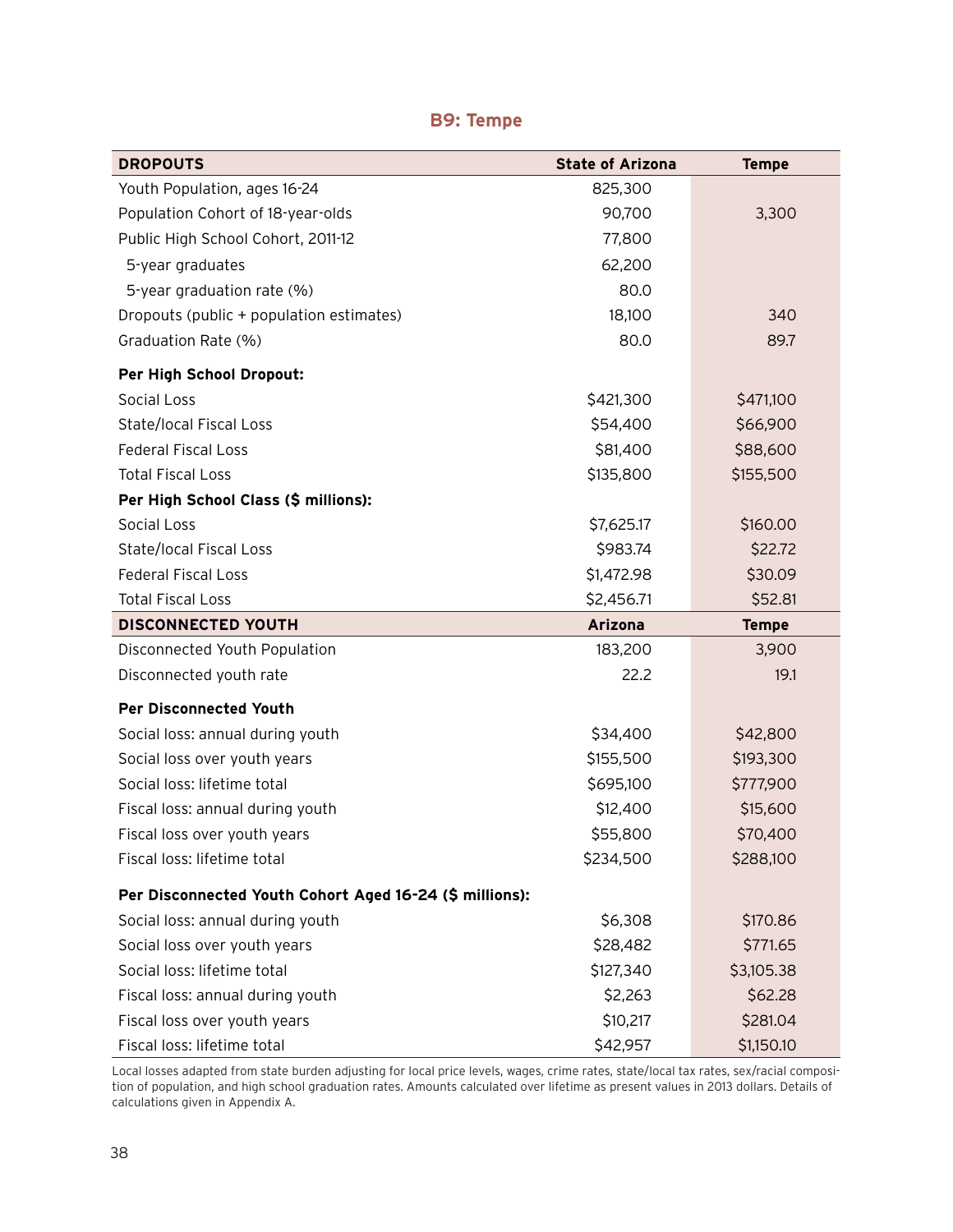## B9: Tempe

| DROPOUTS | State of Arizona | Tempe |
|---|---|---|
| Youth Population, ages 16-24 | 825,300 | |
| Population Cohort of 18-year-olds | 90,700 | 3,300 |
| Public High School Cohort, 2011-12 | 77,800 | |
| 5-year graduates | 62,200 | |
| 5-year graduation rate (%) | 80.0 | |
| Dropouts (public + population estimates) | 18,100 | 340 |
| Graduation Rate (%) | 80.0 | 89.7 |
| **Per High School Dropout:** | | |
| Social Loss | $421,300 | $471,100 |
| State/local Fiscal Loss | $54,400 | $66,900 |
| Federal Fiscal Loss | $81,400 | $88,600 |
| Total Fiscal Loss | $135,800 | $155,500 |
| **Per High School Class ($ millions):** | | |
| Social Loss | $7,625.17 | $160.00 |
| State/local Fiscal Loss | $983.74 | $22.72 |
| Federal Fiscal Loss | $1,472.98 | $30.09 |
| Total Fiscal Loss | $2,456.71 | $52.81 |
| **DISCONNECTED YOUTH** | **Arizona** | **Tempe** |
| Disconnected Youth Population | 183,200 | 3,900 |
| Disconnected youth rate | 22.2 | 19.1 |
| **Per Disconnected Youth** | | |
| Social loss: annual during youth | $34,400 | $42,800 |
| Social loss over youth years | $155,500 | $193,300 |
| Social loss: lifetime total | $695,100 | $777,900 |
| Fiscal loss: annual during youth | $12,400 | $15,600 |
| Fiscal loss over youth years | $55,800 | $70,400 |
| Fiscal loss: lifetime total | $234,500 | $288,100 |
| **Per Disconnected Youth Cohort Aged 16-24 ($ millions):** | | |
| Social loss: annual during youth | $6,308 | $170.86 |
| Social loss over youth years | $28,482 | $771.65 |
| Social loss: lifetime total | $127,340 | $3,105.38 |
| Fiscal loss: annual during youth | $2,263 | $62.28 |
| Fiscal loss over youth years | $10,217 | $281.04 |
| Fiscal loss: lifetime total | $42,957 | $1,150.10 |

Local losses adapted from state burden adjusting for local price levels, wages, crime rates, state/local tax rates, sex/racial composition of population, and high school graduation rates. Amounts calculated over lifetime as present values in 2013 dollars. Details of calculations given in Appendix A.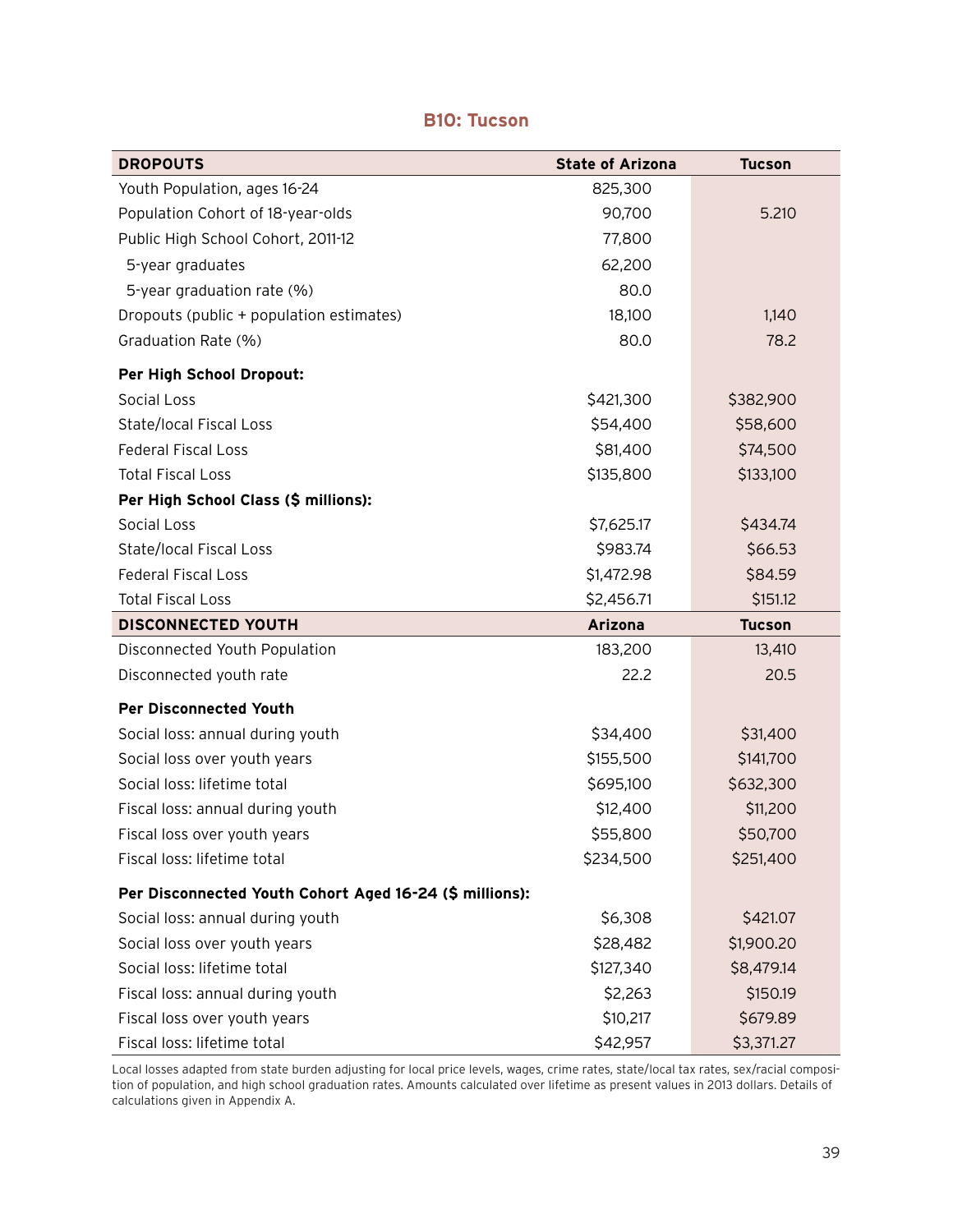## B10: Tucson

| DROPOUTS | State of Arizona | Tucson |
|---|---|---|
| Youth Population, ages 16-24 | 825,300 | |
| Population Cohort of 18-year-olds | 90,700 | 5.210 |
| Public High School Cohort, 2011-12 | 77,800 | |
| 5-year graduates | 62,200 | |
| 5-year graduation rate (%) | 80.0 | |
| Dropouts (public + population estimates) | 18,100 | 1,140 |
| Graduation Rate (%) | 80.0 | 78.2 |
| **Per High School Dropout:** | | |
| Social Loss | $421,300 | $382,900 |
| State/local Fiscal Loss | $54,400 | $58,600 |
| Federal Fiscal Loss | $81,400 | $74,500 |
| Total Fiscal Loss | $135,800 | $133,100 |
| **Per High School Class ($ millions):** | | |
| Social Loss | $7,625.17 | $434.74 |
| State/local Fiscal Loss | $983.74 | $66.53 |
| Federal Fiscal Loss | $1,472.98 | $84.59 |
| Total Fiscal Loss | $2,456.71 | $151.12 |
| **DISCONNECTED YOUTH** | **Arizona** | **Tucson** |
| Disconnected Youth Population | 183,200 | 13,410 |
| Disconnected youth rate | 22.2 | 20.5 |
| **Per Disconnected Youth** | | |
| Social loss: annual during youth | $34,400 | $31,400 |
| Social loss over youth years | $155,500 | $141,700 |
| Social loss: lifetime total | $695,100 | $632,300 |
| Fiscal loss: annual during youth | $12,400 | $11,200 |
| Fiscal loss over youth years | $55,800 | $50,700 |
| Fiscal loss: lifetime total | $234,500 | $251,400 |
| **Per Disconnected Youth Cohort Aged 16-24 ($ millions):** | | |
| Social loss: annual during youth | $6,308 | $421.07 |
| Social loss over youth years | $28,482 | $1,900.20 |
| Social loss: lifetime total | $127,340 | $8,479.14 |
| Fiscal loss: annual during youth | $2,263 | $150.19 |
| Fiscal loss over youth years | $10,217 | $679.89 |
| Fiscal loss: lifetime total | $42,957 | $3,371.27 |

Local losses adapted from state burden adjusting for local price levels, wages, crime rates, state/local tax rates, sex/racial composition of population, and high school graduation rates. Amounts calculated over lifetime as present values in 2013 dollars. Details of calculations given in Appendix A.